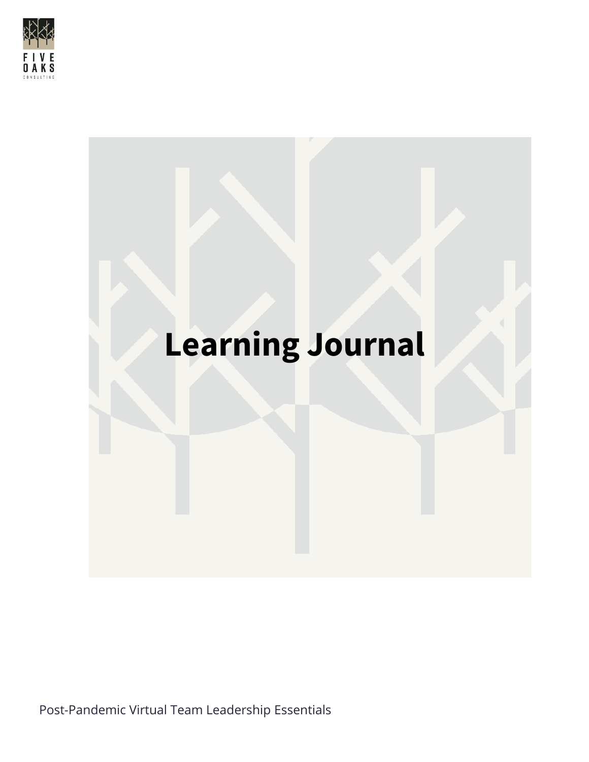FIVE OAKS
CONSULTING

# Learning Journal

Post-Pandemic Virtual Team Leadership Essentials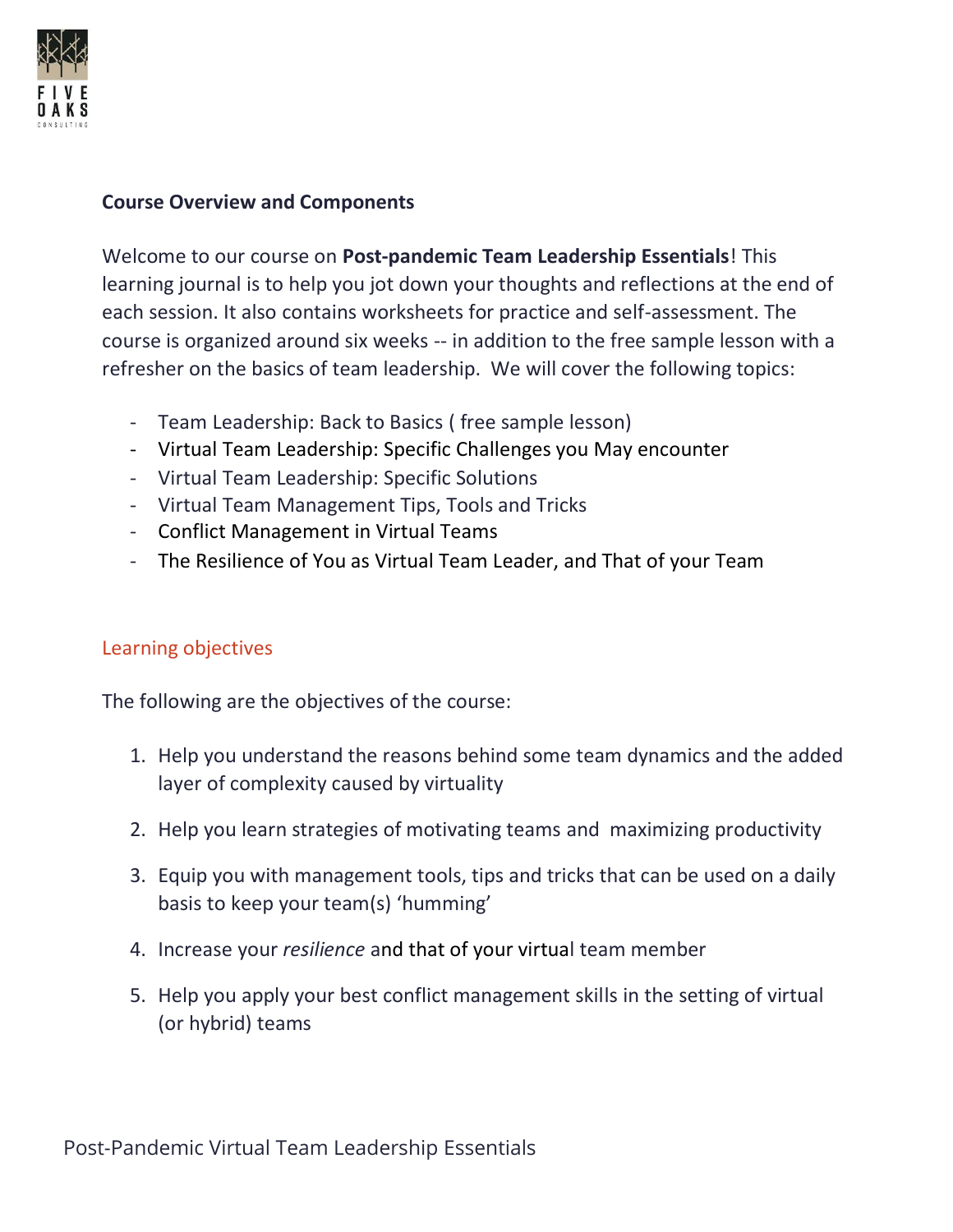## Course Overview and Components

Welcome to our course on **Post-pandemic Team Leadership Essentials**! This learning journal is to help you jot down your thoughts and reflections at the end of each session. It also contains worksheets for practice and self-assessment. The course is organized around six weeks -- in addition to the free sample lesson with a refresher on the basics of team leadership. We will cover the following topics:

- Team Leadership: Back to Basics ( free sample lesson)
- Virtual Team Leadership: Specific Challenges you May encounter
- Virtual Team Leadership: Specific Solutions
- Virtual Team Management Tips, Tools and Tricks
- Conflict Management in Virtual Teams
- The Resilience of You as Virtual Team Leader, and That of your Team

### Learning objectives

The following are the objectives of the course:

1. Help you understand the reasons behind some team dynamics and the added layer of complexity caused by virtuality

2. Help you learn strategies of motivating teams and maximizing productivity

3. Equip you with management tools, tips and tricks that can be used on a daily basis to keep your team(s) 'humming'

4. Increase your *resilience* and that of your virtual team member

5. Help you apply your best conflict management skills in the setting of virtual (or hybrid) teams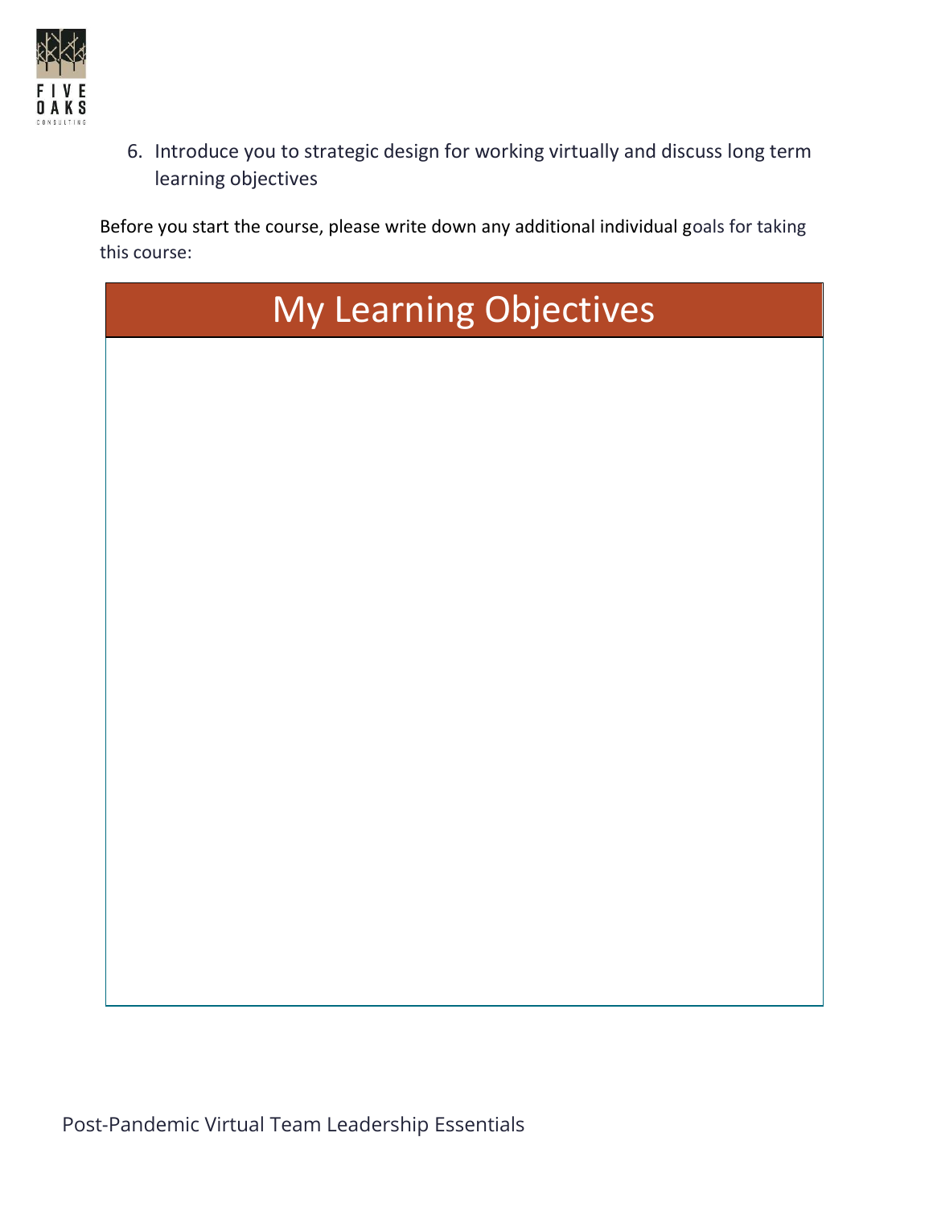6. Introduce you to strategic design for working virtually and discuss long term learning objectives

Before you start the course, please write down any additional individual goals for taking this course:

| My Learning Objectives |
| --- |
| |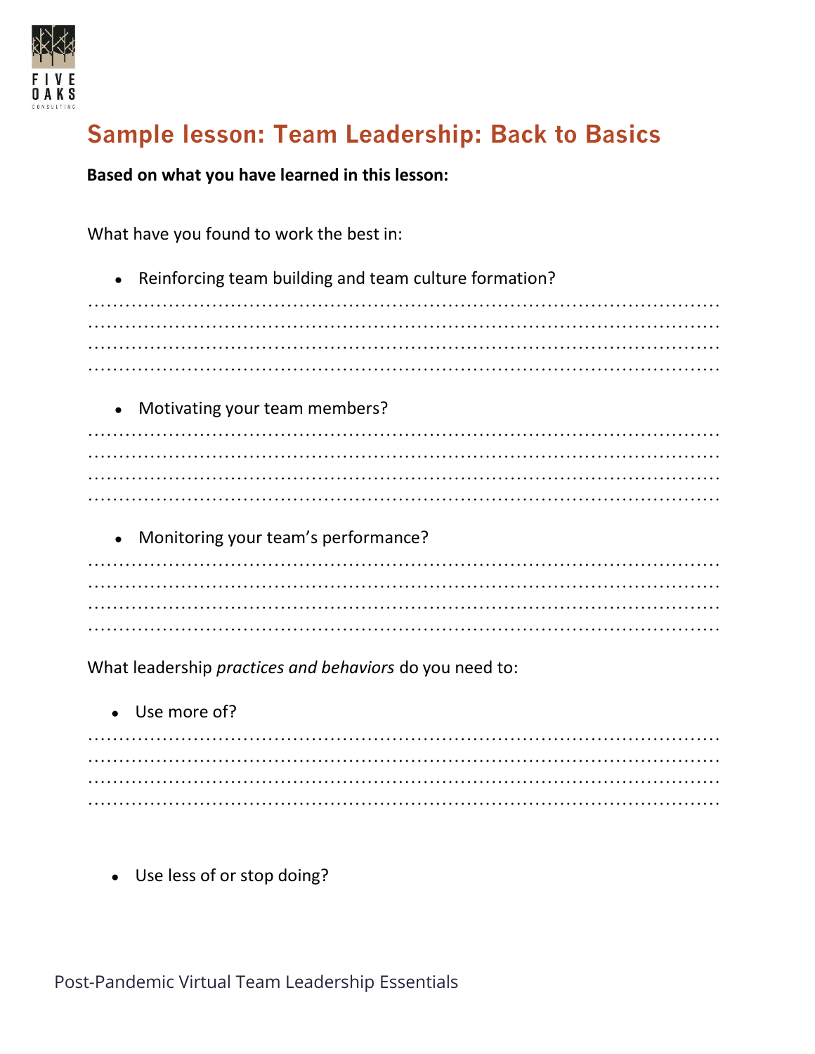## Sample lesson: Team Leadership: Back to Basics

**Based on what you have learned in this lesson:**

What have you found to work the best in:

- Reinforcing team building and team culture formation?

.......................................................................................................
.......................................................................................................
.......................................................................................................
.......................................................................................................

- Motivating your team members?

.......................................................................................................
.......................................................................................................
.......................................................................................................
.......................................................................................................

- Monitoring your team's performance?

.......................................................................................................
.......................................................................................................
.......................................................................................................
.......................................................................................................

What leadership *practices and behaviors* do you need to:

- Use more of?

.......................................................................................................
.......................................................................................................
.......................................................................................................
.......................................................................................................

- Use less of or stop doing?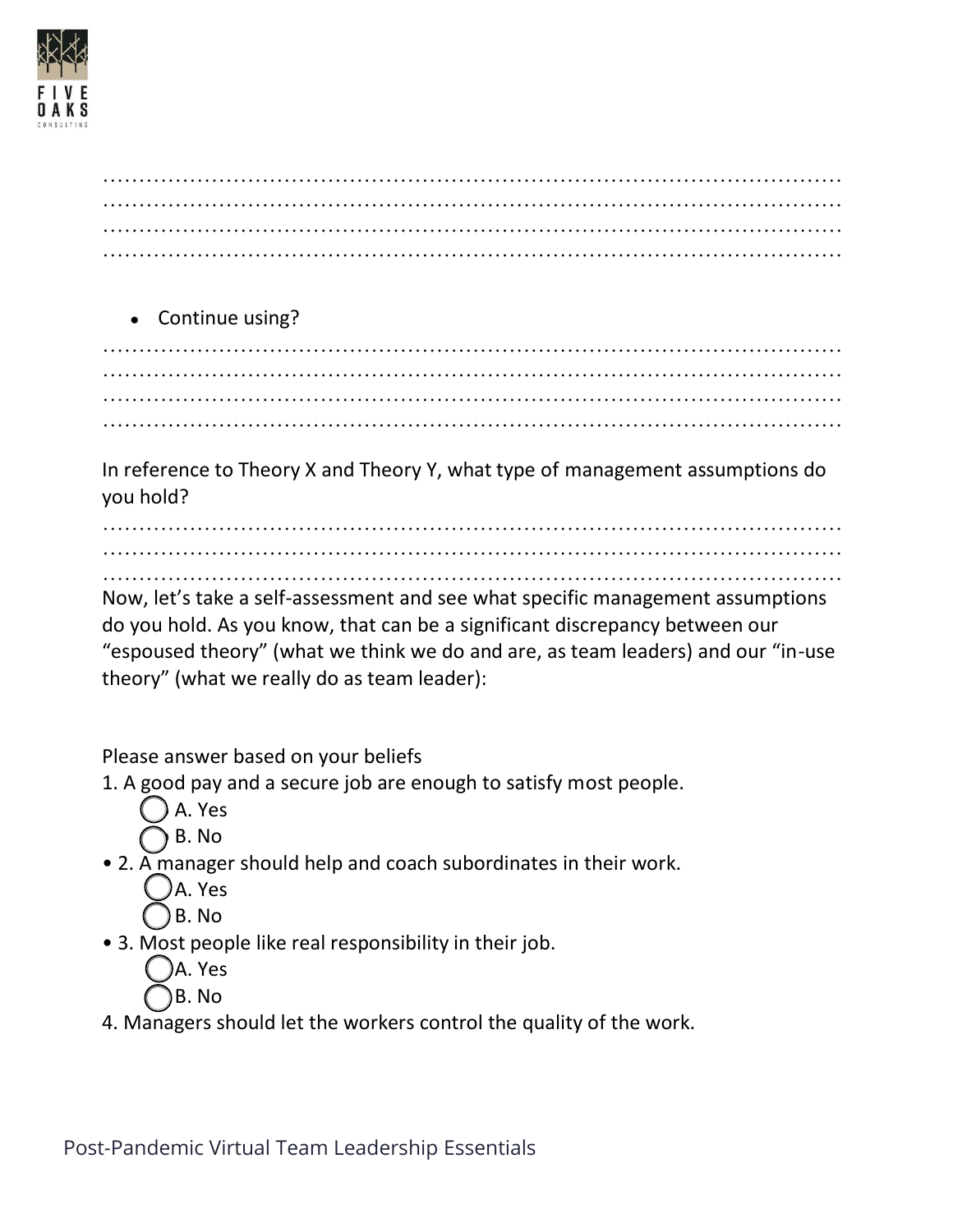……………………………………………………………………………………………
……………………………………………………………………………………………
……………………………………………………………………………………………
……………………………………………………………………………………………

- Continue using?

……………………………………………………………………………………………
……………………………………………………………………………………………
……………………………………………………………………………………………
……………………………………………………………………………………………

In reference to Theory X and Theory Y, what type of management assumptions do you hold?

……………………………………………………………………………………………
……………………………………………………………………………………………
……………………………………………………………………………………………

Now, let's take a self-assessment and see what specific management assumptions do you hold. As you know, that can be a significant discrepancy between our "espoused theory" (what we think we do and are, as team leaders) and our "in-use theory" (what we really do as team leader):

Please answer based on your beliefs

1. A good pay and a secure job are enough to satisfy most people.
   - ◯ A. Yes
   - ◯ B. No

• 2. A manager should help and coach subordinates in their work.
   - ◯ A. Yes
   - ◯ B. No

• 3. Most people like real responsibility in their job.
   - ◯ A. Yes
   - ◯ B. No

4. Managers should let the workers control the quality of the work.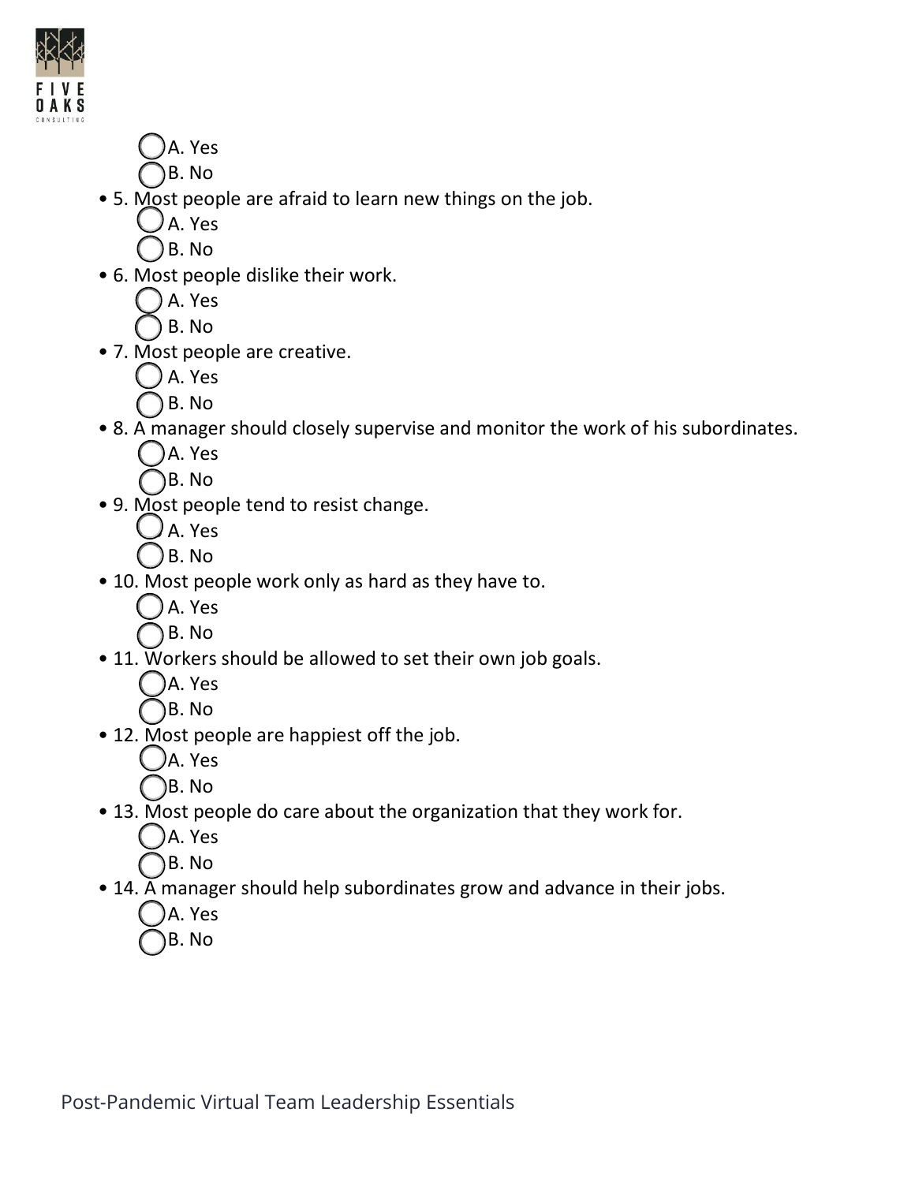- A. Yes
- B. No

- 5. Most people are afraid to learn new things on the job.
  - A. Yes
  - B. No
- 6. Most people dislike their work.
  - A. Yes
  - B. No
- 7. Most people are creative.
  - A. Yes
  - B. No
- 8. A manager should closely supervise and monitor the work of his subordinates.
  - A. Yes
  - B. No
- 9. Most people tend to resist change.
  - A. Yes
  - B. No
- 10. Most people work only as hard as they have to.
  - A. Yes
  - B. No
- 11. Workers should be allowed to set their own job goals.
  - A. Yes
  - B. No
- 12. Most people are happiest off the job.
  - A. Yes
  - B. No
- 13. Most people do care about the organization that they work for.
  - A. Yes
  - B. No
- 14. A manager should help subordinates grow and advance in their jobs.
  - A. Yes
  - B. No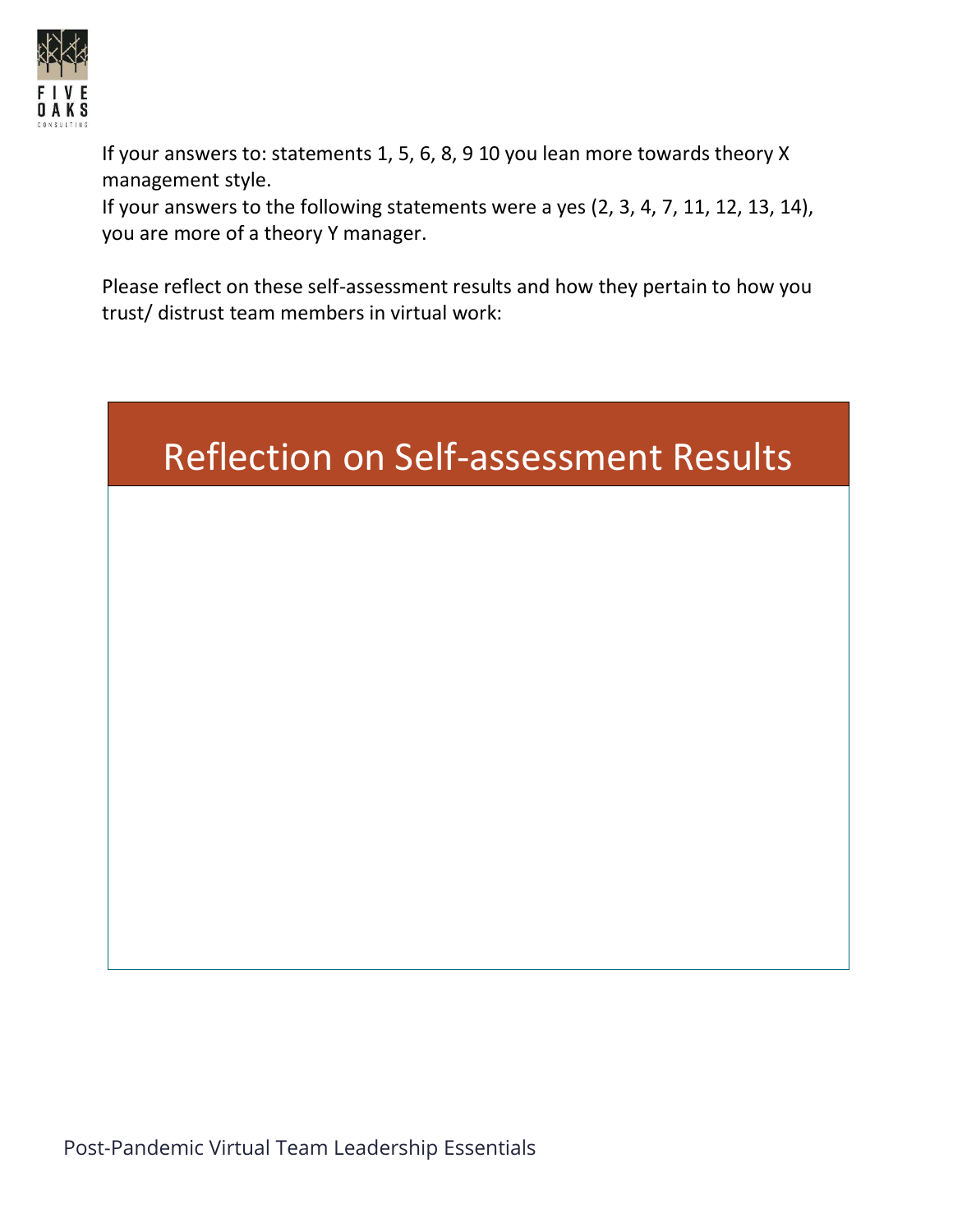If your answers to: statements 1, 5, 6, 8, 9 10 you lean more towards theory X management style.
If your answers to the following statements were a yes (2, 3, 4, 7, 11, 12, 13, 14), you are more of a theory Y manager.

Please reflect on these self-assessment results and how they pertain to how you trust/ distrust team members in virtual work:

| Reflection on Self-assessment Results |
| --- |
| |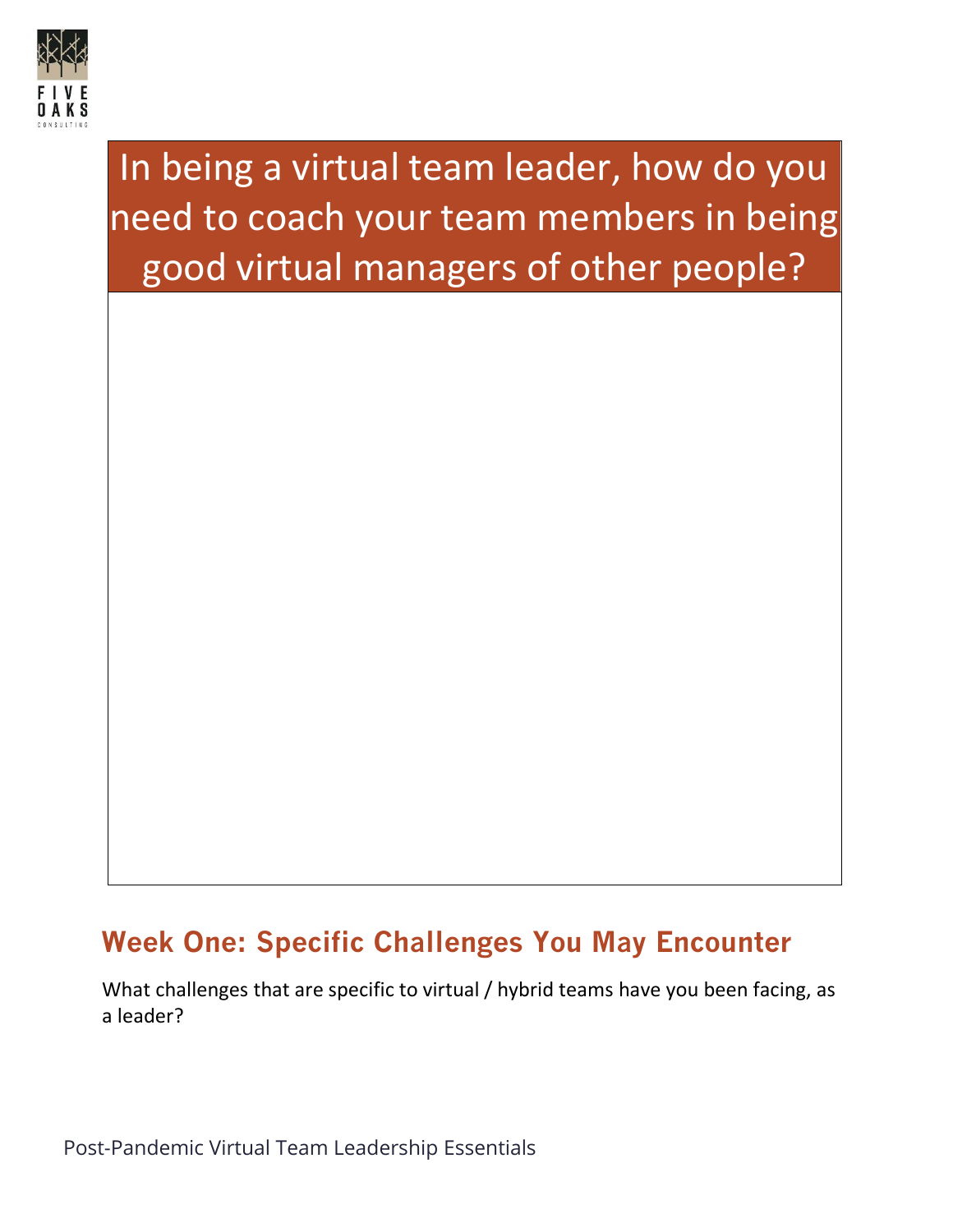In being a virtual team leader, how do you need to coach your team members in being good virtual managers of other people?

## Week One: Specific Challenges You May Encounter

What challenges that are specific to virtual / hybrid teams have you been facing, as a leader?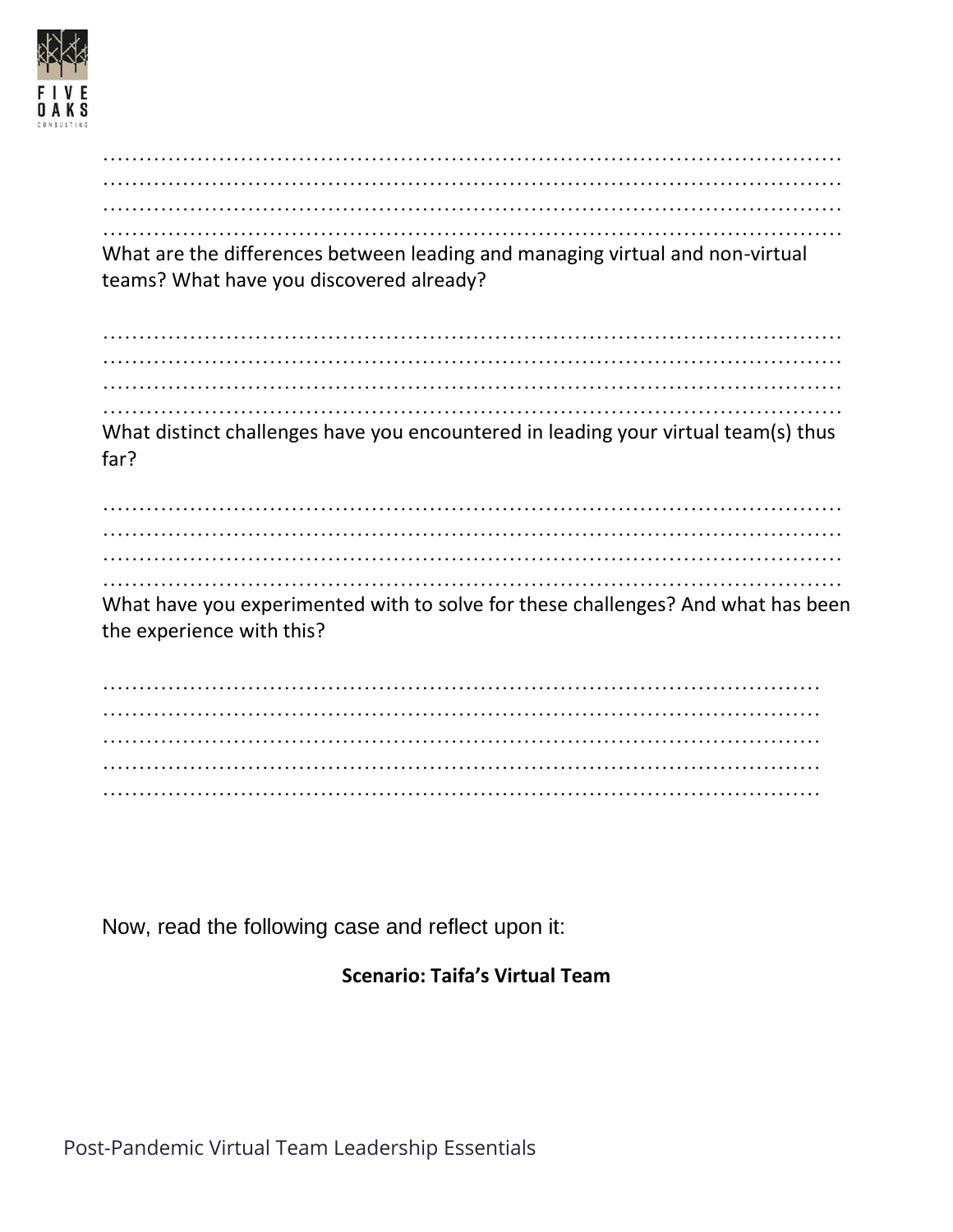…………………………………………………………………………………………
…………………………………………………………………………………………
…………………………………………………………………………………………
…………………………………………………………………………………………

What are the differences between leading and managing virtual and non-virtual teams? What have you discovered already?

…………………………………………………………………………………………
…………………………………………………………………………………………
…………………………………………………………………………………………
…………………………………………………………………………………………

What distinct challenges have you encountered in leading your virtual team(s) thus far?

…………………………………………………………………………………………
…………………………………………………………………………………………
…………………………………………………………………………………………
…………………………………………………………………………………………

What have you experimented with to solve for these challenges? And what has been the experience with this?

…………………………………………………………………………………………
…………………………………………………………………………………………
…………………………………………………………………………………………
…………………………………………………………………………………………
…………………………………………………………………………………………

Now, read the following case and reflect upon it:

**Scenario: Taifa's Virtual Team**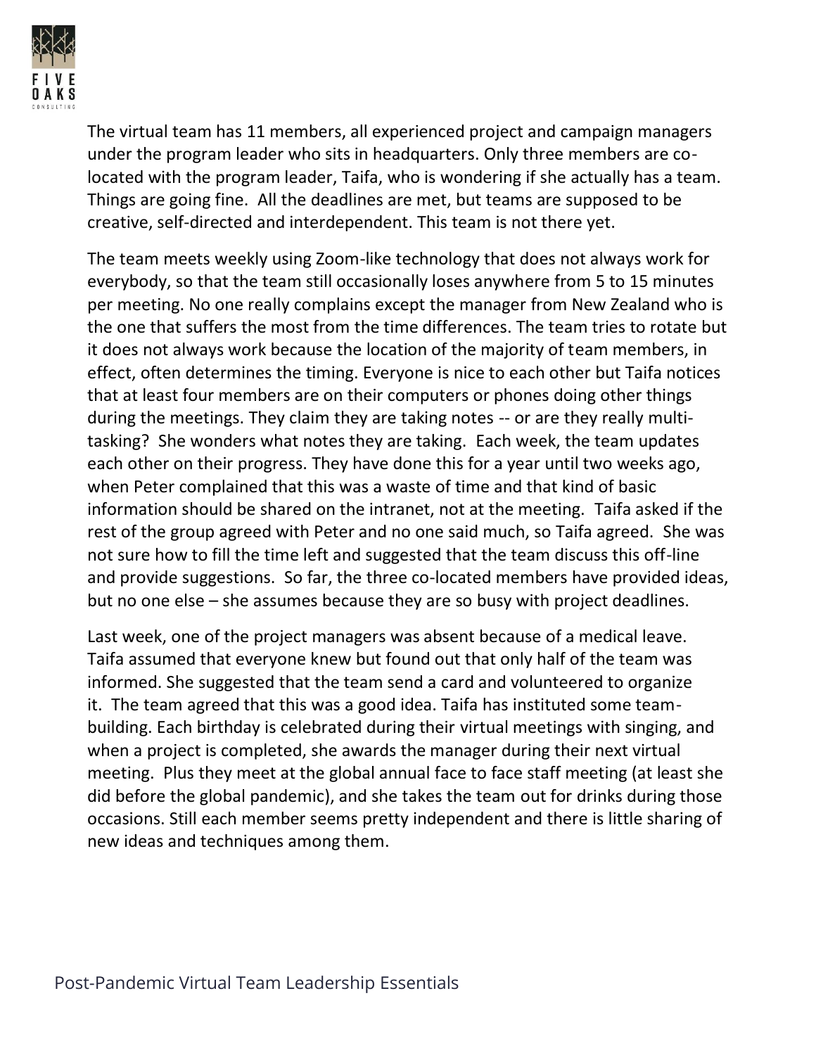The virtual team has 11 members, all experienced project and campaign managers under the program leader who sits in headquarters. Only three members are co-located with the program leader, Taifa, who is wondering if she actually has a team. Things are going fine. All the deadlines are met, but teams are supposed to be creative, self-directed and interdependent. This team is not there yet.

The team meets weekly using Zoom-like technology that does not always work for everybody, so that the team still occasionally loses anywhere from 5 to 15 minutes per meeting. No one really complains except the manager from New Zealand who is the one that suffers the most from the time differences. The team tries to rotate but it does not always work because the location of the majority of team members, in effect, often determines the timing. Everyone is nice to each other but Taifa notices that at least four members are on their computers or phones doing other things during the meetings. They claim they are taking notes -- or are they really multi-tasking? She wonders what notes they are taking. Each week, the team updates each other on their progress. They have done this for a year until two weeks ago, when Peter complained that this was a waste of time and that kind of basic information should be shared on the intranet, not at the meeting. Taifa asked if the rest of the group agreed with Peter and no one said much, so Taifa agreed. She was not sure how to fill the time left and suggested that the team discuss this off-line and provide suggestions. So far, the three co-located members have provided ideas, but no one else – she assumes because they are so busy with project deadlines.

Last week, one of the project managers was absent because of a medical leave. Taifa assumed that everyone knew but found out that only half of the team was informed. She suggested that the team send a card and volunteered to organize it. The team agreed that this was a good idea. Taifa has instituted some team-building. Each birthday is celebrated during their virtual meetings with singing, and when a project is completed, she awards the manager during their next virtual meeting. Plus they meet at the global annual face to face staff meeting (at least she did before the global pandemic), and she takes the team out for drinks during those occasions. Still each member seems pretty independent and there is little sharing of new ideas and techniques among them.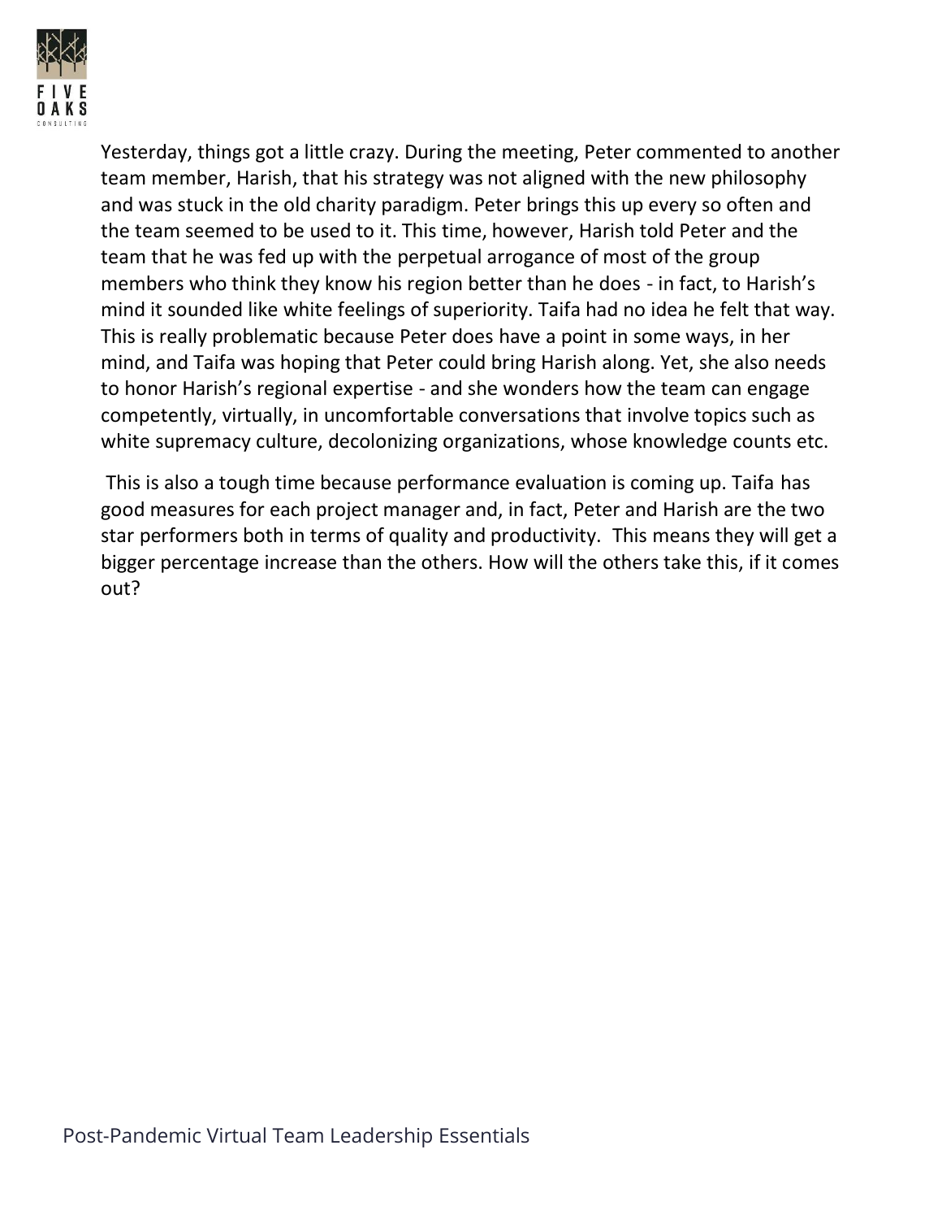Yesterday, things got a little crazy. During the meeting, Peter commented to another team member, Harish, that his strategy was not aligned with the new philosophy and was stuck in the old charity paradigm. Peter brings this up every so often and the team seemed to be used to it. This time, however, Harish told Peter and the team that he was fed up with the perpetual arrogance of most of the group members who think they know his region better than he does - in fact, to Harish's mind it sounded like white feelings of superiority. Taifa had no idea he felt that way. This is really problematic because Peter does have a point in some ways, in her mind, and Taifa was hoping that Peter could bring Harish along. Yet, she also needs to honor Harish's regional expertise - and she wonders how the team can engage competently, virtually, in uncomfortable conversations that involve topics such as white supremacy culture, decolonizing organizations, whose knowledge counts etc.

This is also a tough time because performance evaluation is coming up. Taifa has good measures for each project manager and, in fact, Peter and Harish are the two star performers both in terms of quality and productivity. This means they will get a bigger percentage increase than the others. How will the others take this, if it comes out?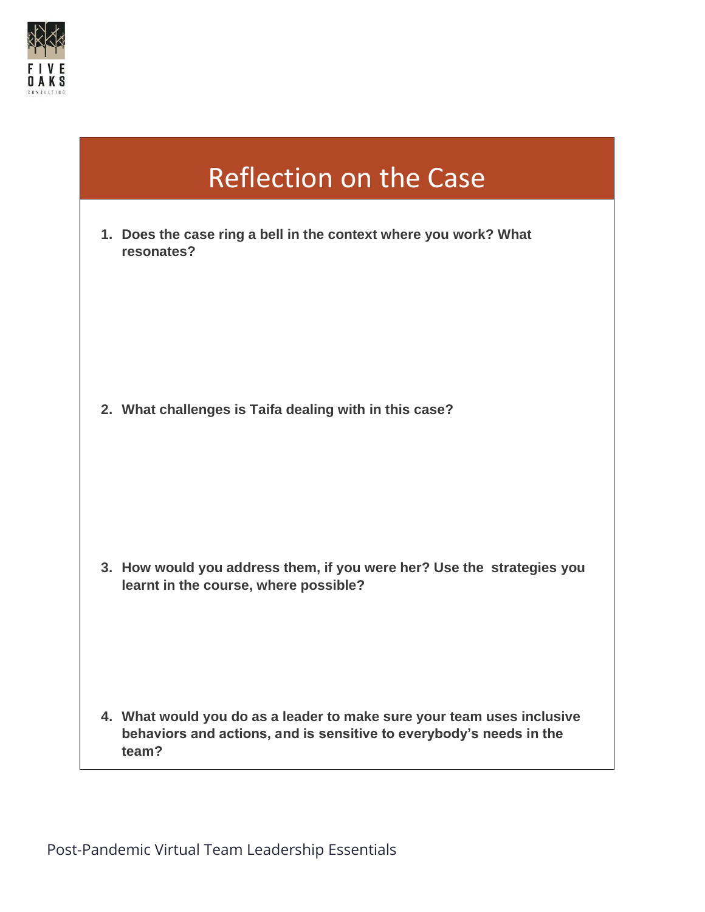# Reflection on the Case

1. **Does the case ring a bell in the context where you work? What resonates?**

2. **What challenges is Taifa dealing with in this case?**

3. **How would you address them, if you were her? Use the strategies you learnt in the course, where possible?**

4. **What would you do as a leader to make sure your team uses inclusive behaviors and actions, and is sensitive to everybody's needs in the team?**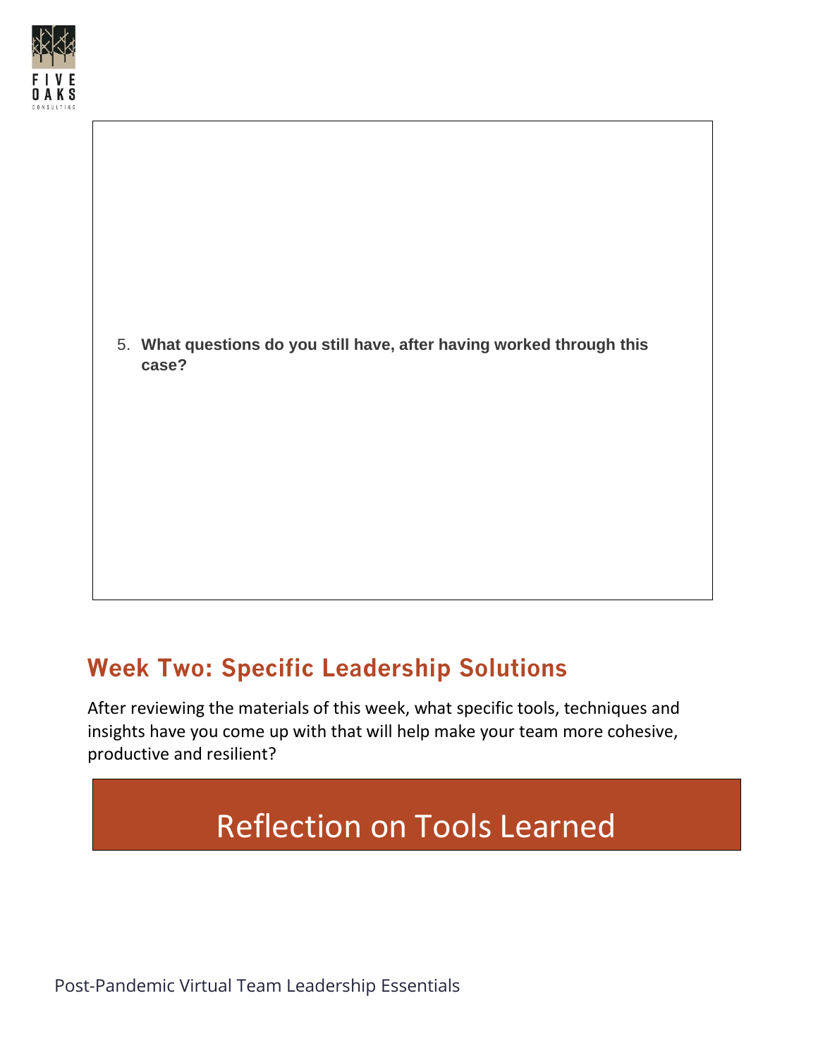5. **What questions do you still have, after having worked through this case?**

## Week Two: Specific Leadership Solutions

After reviewing the materials of this week, what specific tools, techniques and insights have you come up with that will help make your team more cohesive, productive and resilient?

# Reflection on Tools Learned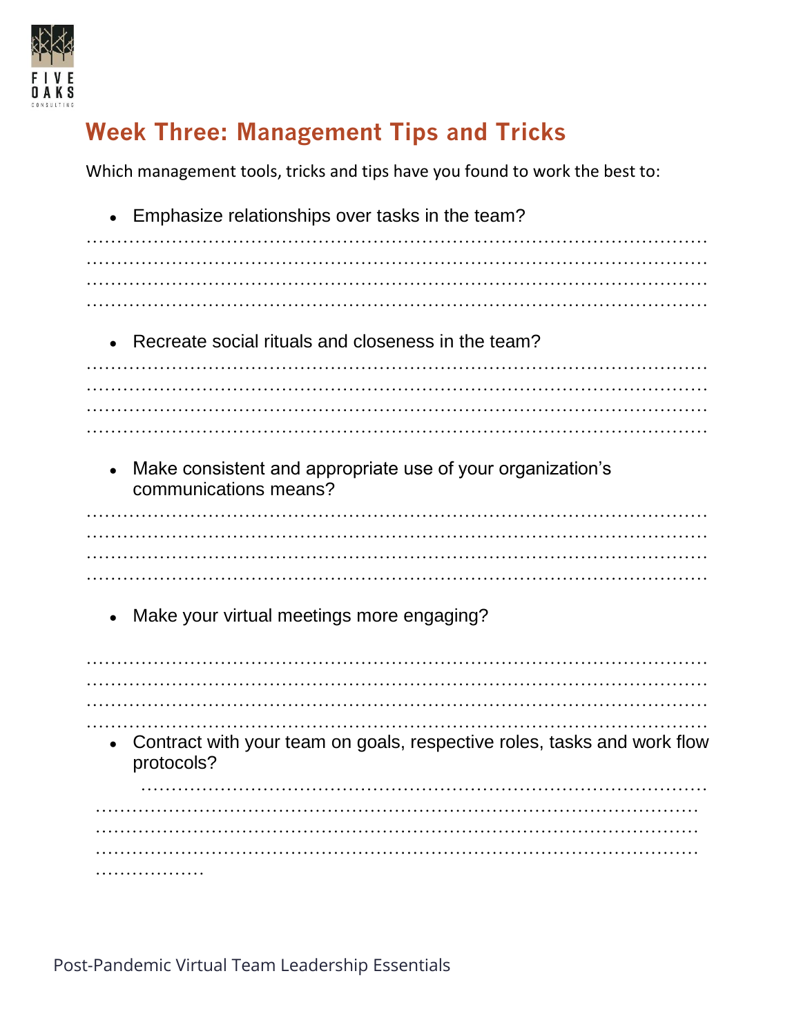## Week Three: Management Tips and Tricks

Which management tools, tricks and tips have you found to work the best to:

- Emphasize relationships over tasks in the team?

…………………………………………………………………………………………
…………………………………………………………………………………………
…………………………………………………………………………………………
…………………………………………………………………………………………

- Recreate social rituals and closeness in the team?

…………………………………………………………………………………………
…………………………………………………………………………………………
…………………………………………………………………………………………
…………………………………………………………………………………………

- Make consistent and appropriate use of your organization's communications means?

…………………………………………………………………………………………
…………………………………………………………………………………………
…………………………………………………………………………………………
…………………………………………………………………………………………

- Make your virtual meetings more engaging?

…………………………………………………………………………………………
…………………………………………………………………………………………
…………………………………………………………………………………………
…………………………………………………………………………………………

- Contract with your team on goals, respective roles, tasks and work flow protocols?

…………………………………………………………………………………………
…………………………………………………………………………………………
…………………………………………………………………………………………
…………………………………………………………………………………………
………………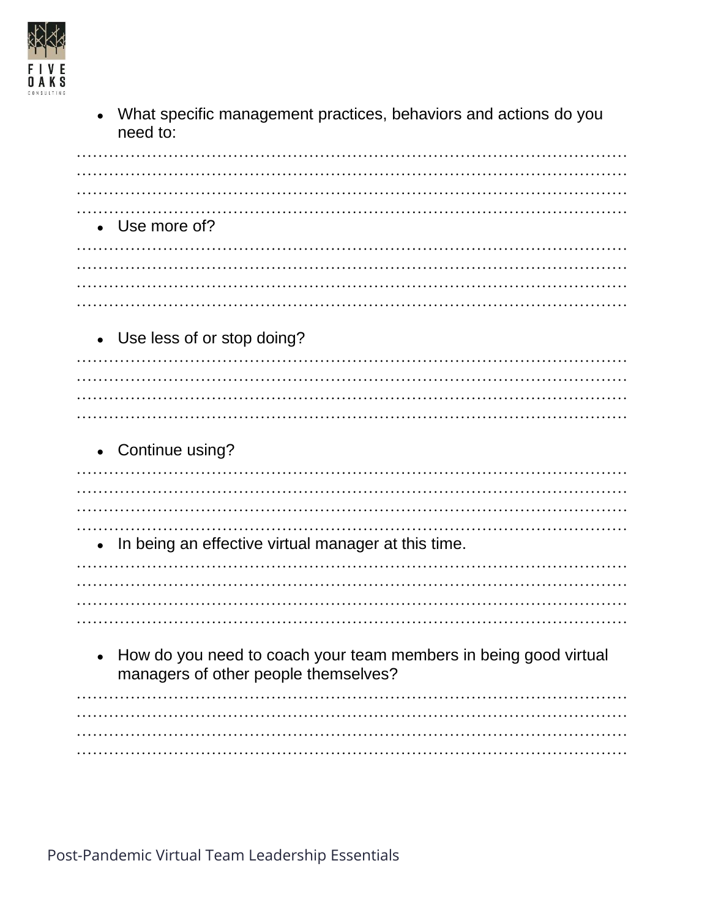- What specific management practices, behaviors and actions do you need to:

……………………………………………………………………………………………
……………………………………………………………………………………………
……………………………………………………………………………………………
……………………………………………………………………………………………

- Use more of?

……………………………………………………………………………………………
……………………………………………………………………………………………
……………………………………………………………………………………………
……………………………………………………………………………………………

- Use less of or stop doing?

……………………………………………………………………………………………
……………………………………………………………………………………………
……………………………………………………………………………………………
……………………………………………………………………………………………

- Continue using?

……………………………………………………………………………………………
……………………………………………………………………………………………
……………………………………………………………………………………………
……………………………………………………………………………………………

- In being an effective virtual manager at this time.

……………………………………………………………………………………………
……………………………………………………………………………………………
……………………………………………………………………………………………
……………………………………………………………………………………………

- How do you need to coach your team members in being good virtual managers of other people themselves?

……………………………………………………………………………………………
……………………………………………………………………………………………
……………………………………………………………………………………………
……………………………………………………………………………………………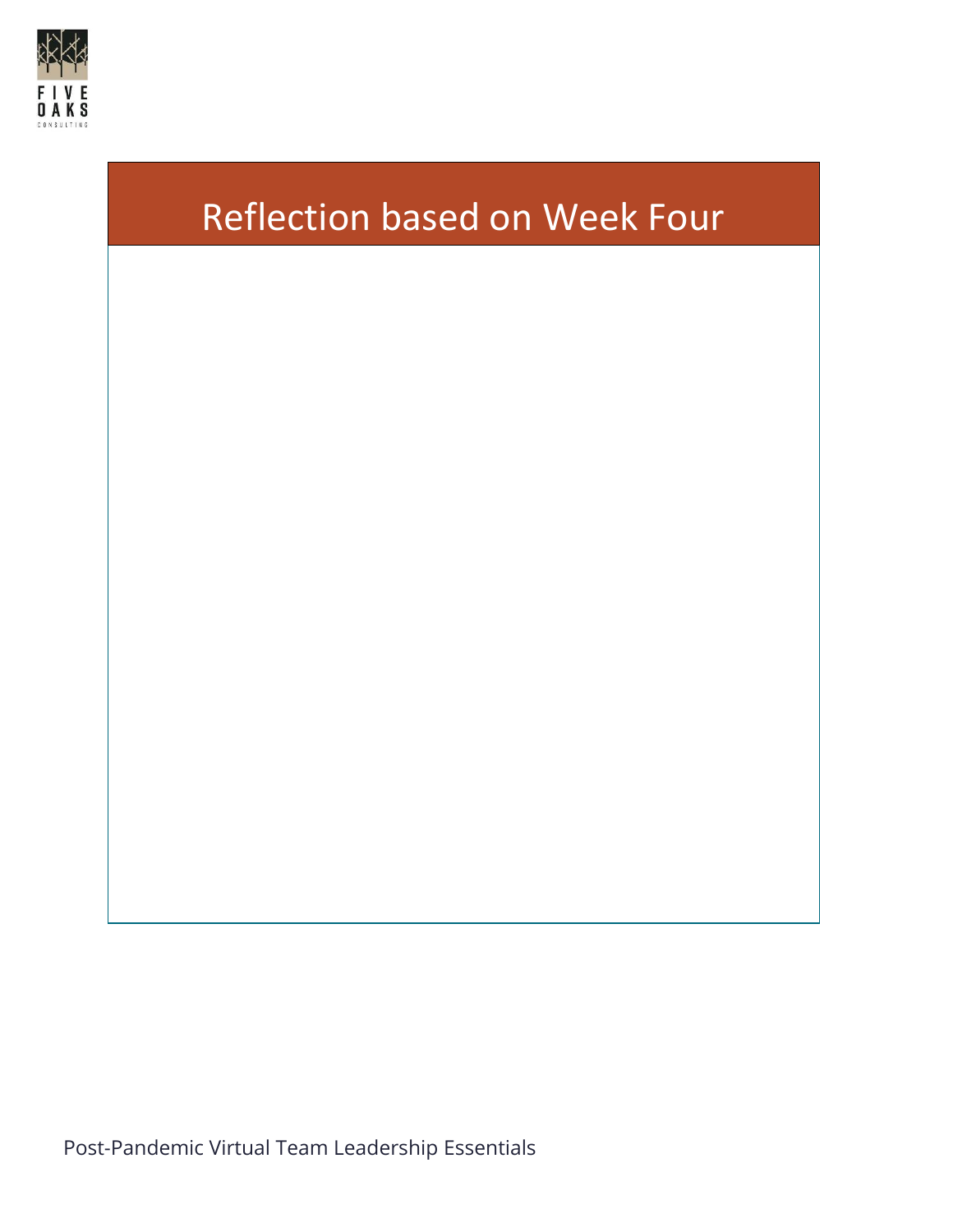# Reflection based on Week Four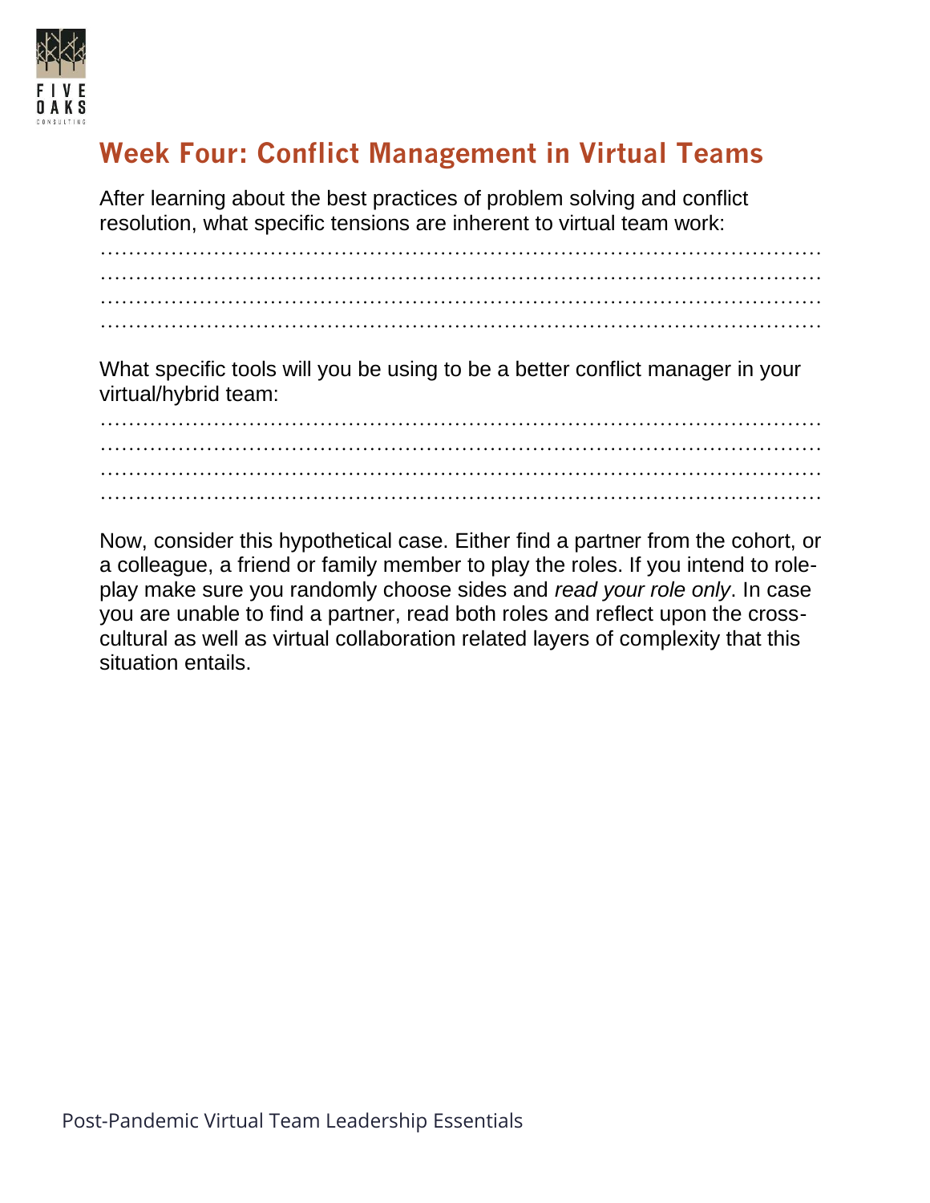# Week Four: Conflict Management in Virtual Teams

After learning about the best practices of problem solving and conflict resolution, what specific tensions are inherent to virtual team work:

…………………………………………………………………………………………
…………………………………………………………………………………………
…………………………………………………………………………………………
…………………………………………………………………………………………

What specific tools will you be using to be a better conflict manager in your virtual/hybrid team:

…………………………………………………………………………………………
…………………………………………………………………………………………
…………………………………………………………………………………………
…………………………………………………………………………………………

Now, consider this hypothetical case. Either find a partner from the cohort, or a colleague, a friend or family member to play the roles. If you intend to role-play make sure you randomly choose sides and *read your role only*. In case you are unable to find a partner, read both roles and reflect upon the cross-cultural as well as virtual collaboration related layers of complexity that this situation entails.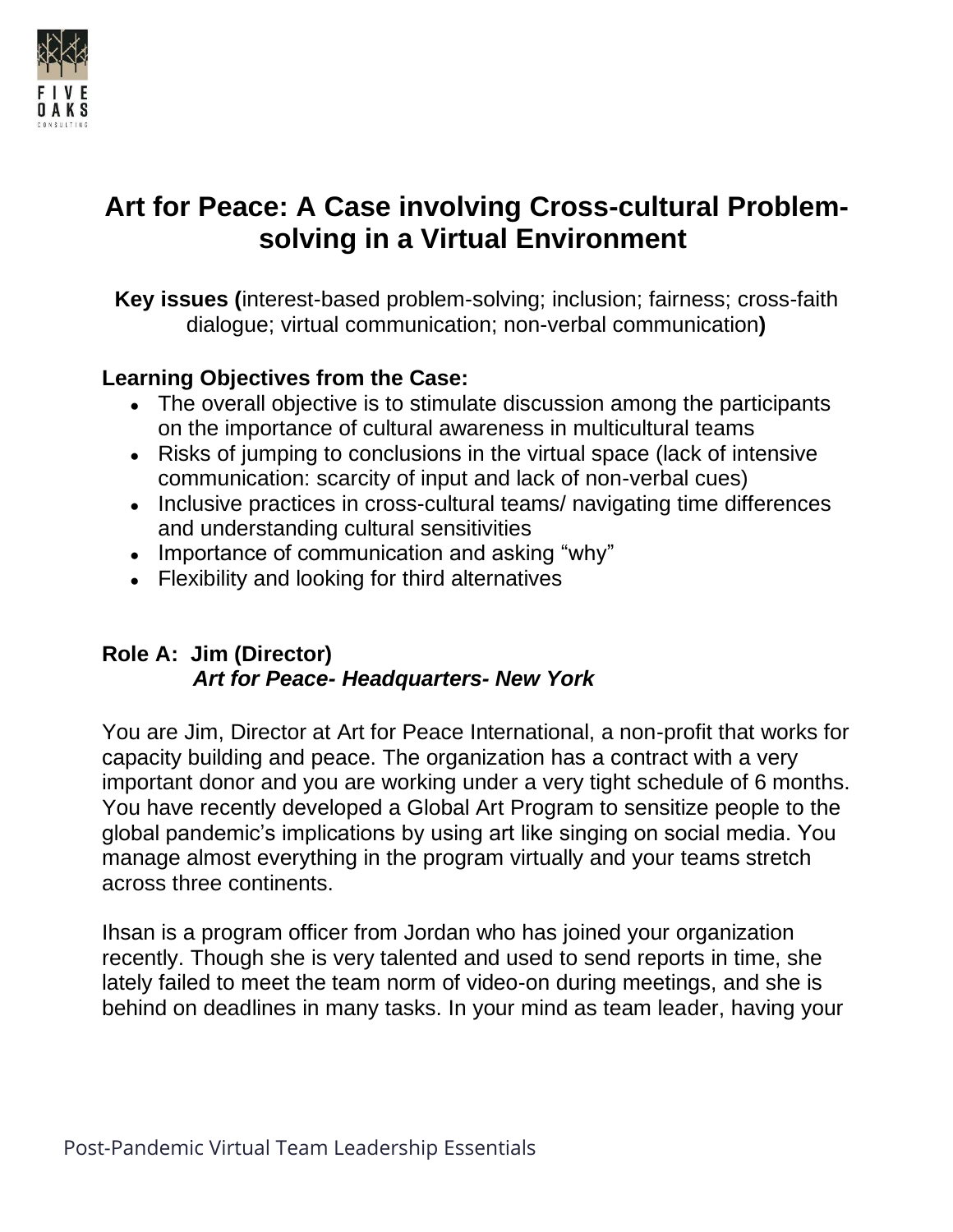# Art for Peace: A Case involving Cross-cultural Problem-solving in a Virtual Environment

**Key issues (**interest-based problem-solving; inclusion; fairness; cross-faith dialogue; virtual communication; non-verbal communication**)**

**Learning Objectives from the Case:**

- The overall objective is to stimulate discussion among the participants on the importance of cultural awareness in multicultural teams
- Risks of jumping to conclusions in the virtual space (lack of intensive communication: scarcity of input and lack of non-verbal cues)
- Inclusive practices in cross-cultural teams/ navigating time differences and understanding cultural sensitivities
- Importance of communication and asking "why"
- Flexibility and looking for third alternatives

**Role A: Jim (Director)**
***Art for Peace- Headquarters- New York***

You are Jim, Director at Art for Peace International, a non-profit that works for capacity building and peace. The organization has a contract with a very important donor and you are working under a very tight schedule of 6 months. You have recently developed a Global Art Program to sensitize people to the global pandemic's implications by using art like singing on social media. You manage almost everything in the program virtually and your teams stretch across three continents.

Ihsan is a program officer from Jordan who has joined your organization recently. Though she is very talented and used to send reports in time, she lately failed to meet the team norm of video-on during meetings, and she is behind on deadlines in many tasks. In your mind as team leader, having your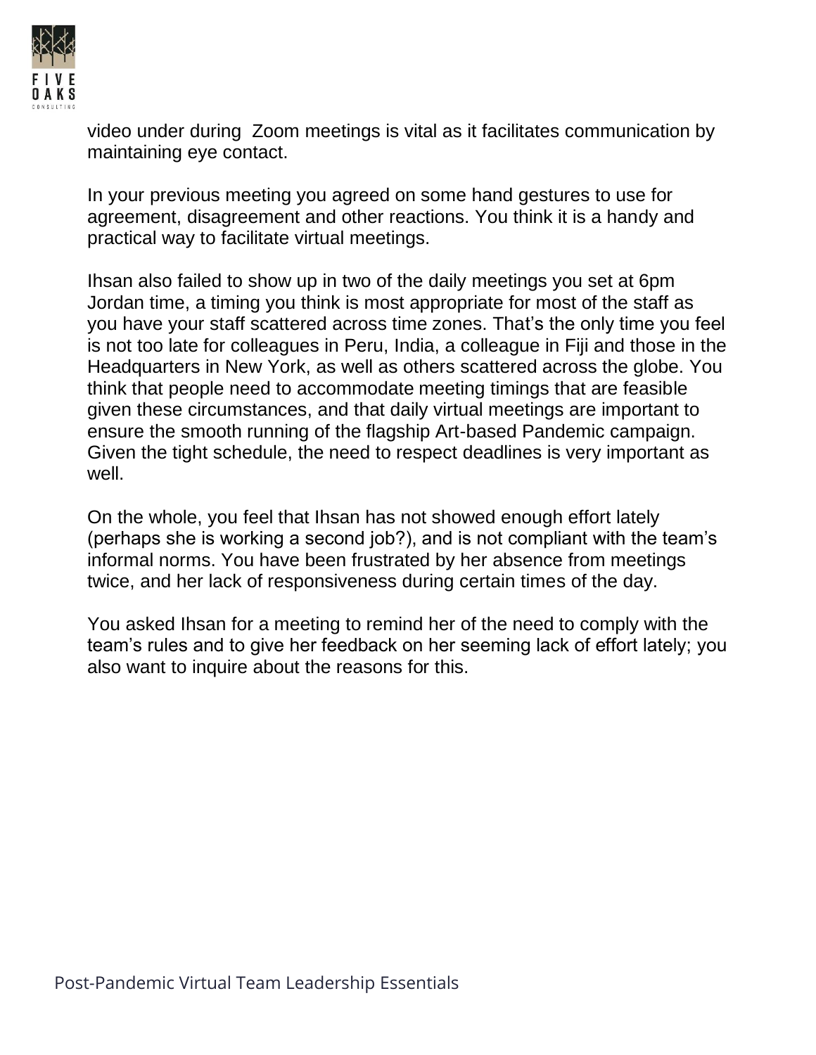video under during  Zoom meetings is vital as it facilitates communication by maintaining eye contact.

In your previous meeting you agreed on some hand gestures to use for agreement, disagreement and other reactions. You think it is a handy and practical way to facilitate virtual meetings.

Ihsan also failed to show up in two of the daily meetings you set at 6pm Jordan time, a timing you think is most appropriate for most of the staff as you have your staff scattered across time zones. That's the only time you feel is not too late for colleagues in Peru, India, a colleague in Fiji and those in the Headquarters in New York, as well as others scattered across the globe. You think that people need to accommodate meeting timings that are feasible given these circumstances, and that daily virtual meetings are important to ensure the smooth running of the flagship Art-based Pandemic campaign. Given the tight schedule, the need to respect deadlines is very important as well.

On the whole, you feel that Ihsan has not showed enough effort lately (perhaps she is working a second job?), and is not compliant with the team's informal norms. You have been frustrated by her absence from meetings twice, and her lack of responsiveness during certain times of the day.

You asked Ihsan for a meeting to remind her of the need to comply with the team's rules and to give her feedback on her seeming lack of effort lately; you also want to inquire about the reasons for this.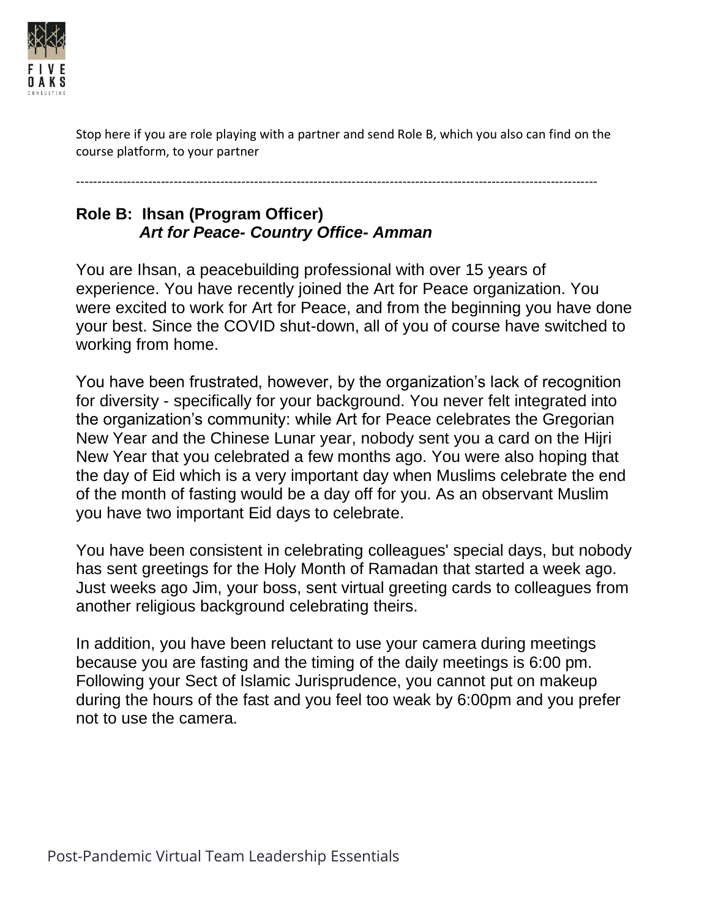Stop here if you are role playing with a partner and send Role B, which you also can find on the course platform, to your partner

---

**Role B: Ihsan (Program Officer)**
***Art for Peace- Country Office- Amman***

You are Ihsan, a peacebuilding professional with over 15 years of experience. You have recently joined the Art for Peace organization. You were excited to work for Art for Peace, and from the beginning you have done your best. Since the COVID shut-down, all of you of course have switched to working from home.

You have been frustrated, however, by the organization's lack of recognition for diversity - specifically for your background. You never felt integrated into the organization's community: while Art for Peace celebrates the Gregorian New Year and the Chinese Lunar year, nobody sent you a card on the Hijri New Year that you celebrated a few months ago. You were also hoping that the day of Eid which is a very important day when Muslims celebrate the end of the month of fasting would be a day off for you. As an observant Muslim you have two important Eid days to celebrate.

You have been consistent in celebrating colleagues' special days, but nobody has sent greetings for the Holy Month of Ramadan that started a week ago. Just weeks ago Jim, your boss, sent virtual greeting cards to colleagues from another religious background celebrating theirs.

In addition, you have been reluctant to use your camera during meetings because you are fasting and the timing of the daily meetings is 6:00 pm. Following your Sect of Islamic Jurisprudence, you cannot put on makeup during the hours of the fast and you feel too weak by 6:00pm and you prefer not to use the camera.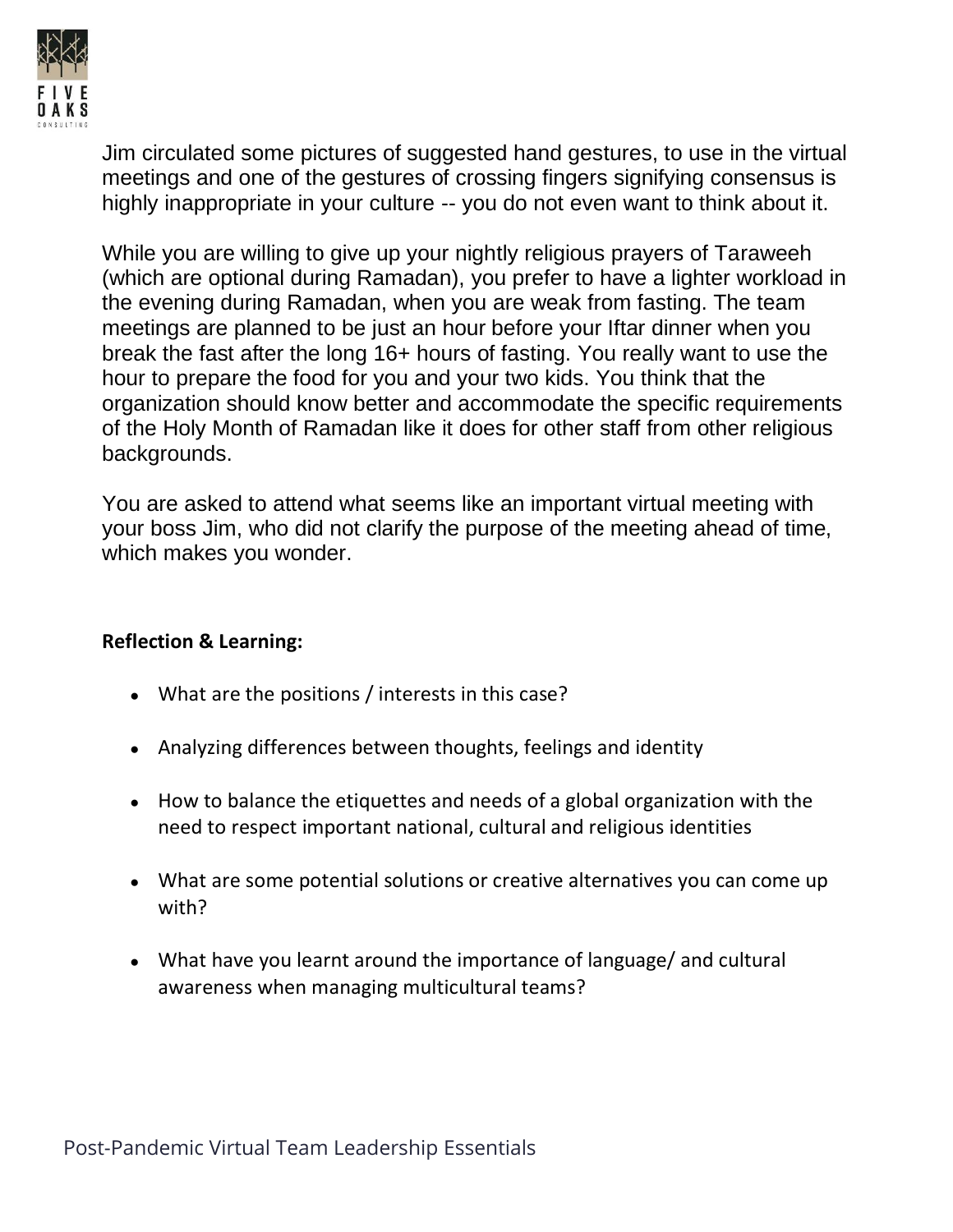Jim circulated some pictures of suggested hand gestures, to use in the virtual meetings and one of the gestures of crossing fingers signifying consensus is highly inappropriate in your culture -- you do not even want to think about it.

While you are willing to give up your nightly religious prayers of Taraweeh (which are optional during Ramadan), you prefer to have a lighter workload in the evening during Ramadan, when you are weak from fasting. The team meetings are planned to be just an hour before your Iftar dinner when you break the fast after the long 16+ hours of fasting. You really want to use the hour to prepare the food for you and your two kids. You think that the organization should know better and accommodate the specific requirements of the Holy Month of Ramadan like it does for other staff from other religious backgrounds.

You are asked to attend what seems like an important virtual meeting with your boss Jim, who did not clarify the purpose of the meeting ahead of time, which makes you wonder.

**Reflection & Learning:**

- What are the positions / interests in this case?
- Analyzing differences between thoughts, feelings and identity
- How to balance the etiquettes and needs of a global organization with the need to respect important national, cultural and religious identities
- What are some potential solutions or creative alternatives you can come up with?
- What have you learnt around the importance of language/ and cultural awareness when managing multicultural teams?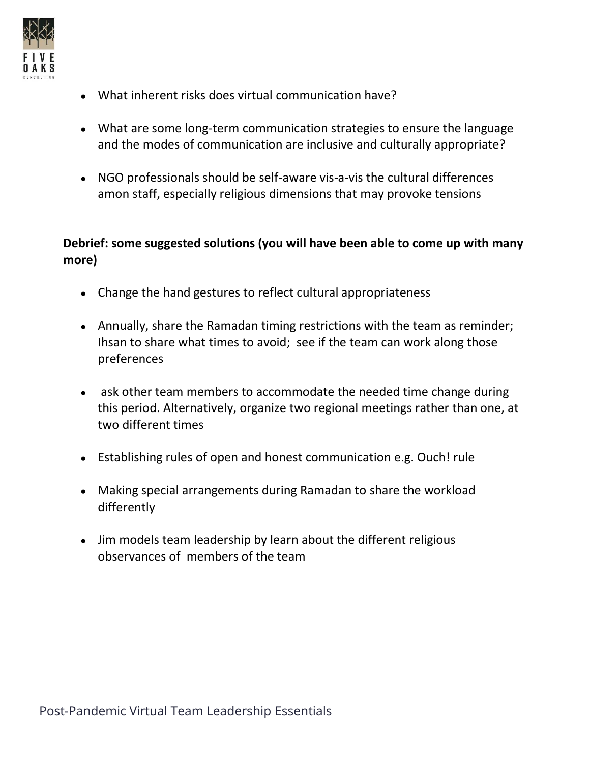- What inherent risks does virtual communication have?

- What are some long-term communication strategies to ensure the language and the modes of communication are inclusive and culturally appropriate?

- NGO professionals should be self-aware vis-a-vis the cultural differences amon staff, especially religious dimensions that may provoke tensions

**Debrief: some suggested solutions (you will have been able to come up with many more)**

- Change the hand gestures to reflect cultural appropriateness

- Annually, share the Ramadan timing restrictions with the team as reminder; Ihsan to share what times to avoid; see if the team can work along those preferences

- ask other team members to accommodate the needed time change during this period. Alternatively, organize two regional meetings rather than one, at two different times

- Establishing rules of open and honest communication e.g. Ouch! rule

- Making special arrangements during Ramadan to share the workload differently

- Jim models team leadership by learn about the different religious observances of members of the team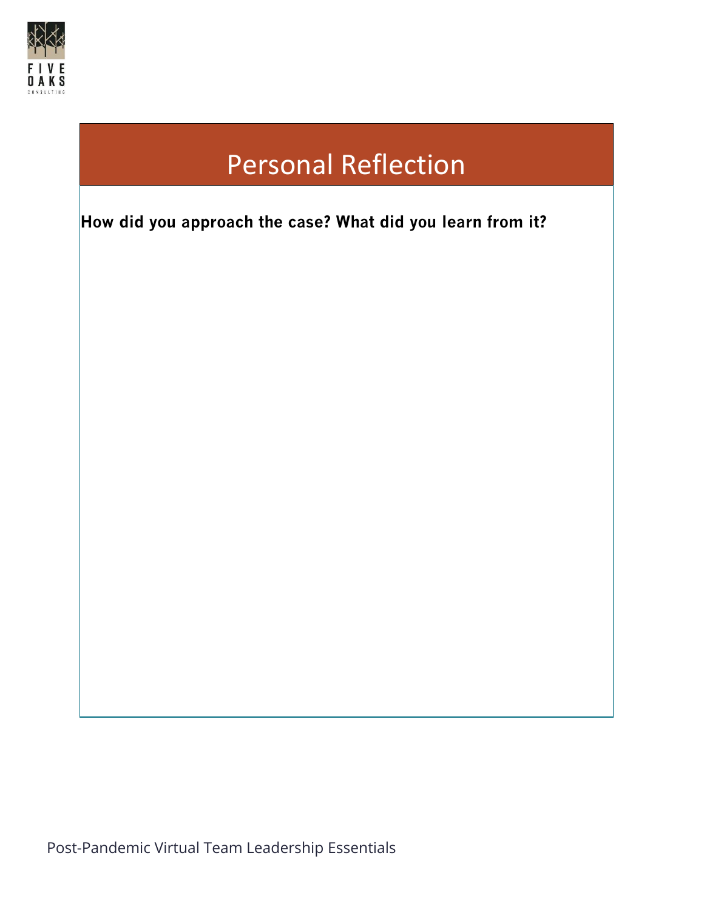# Personal Reflection

**How did you approach the case? What did you learn from it?**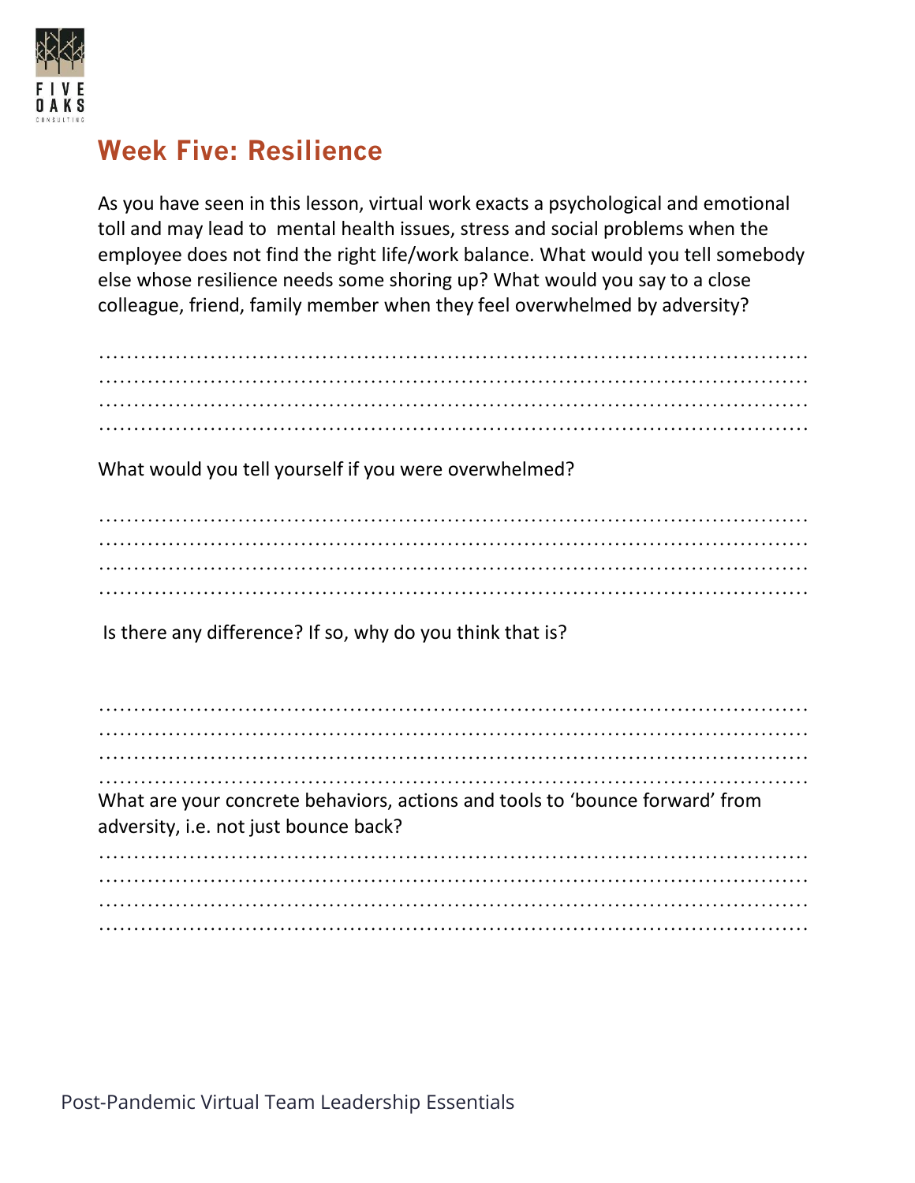# Week Five: Resilience

As you have seen in this lesson, virtual work exacts a psychological and emotional toll and may lead to mental health issues, stress and social problems when the employee does not find the right life/work balance. What would you tell somebody else whose resilience needs some shoring up? What would you say to a close colleague, friend, family member when they feel overwhelmed by adversity?

.........................................................................................................
.........................................................................................................
.........................................................................................................
.........................................................................................................

What would you tell yourself if you were overwhelmed?

.........................................................................................................
.........................................................................................................
.........................................................................................................
.........................................................................................................

Is there any difference? If so, why do you think that is?

.........................................................................................................
.........................................................................................................
.........................................................................................................
.........................................................................................................

What are your concrete behaviors, actions and tools to 'bounce forward' from adversity, i.e. not just bounce back?

.........................................................................................................
.........................................................................................................
.........................................................................................................
.........................................................................................................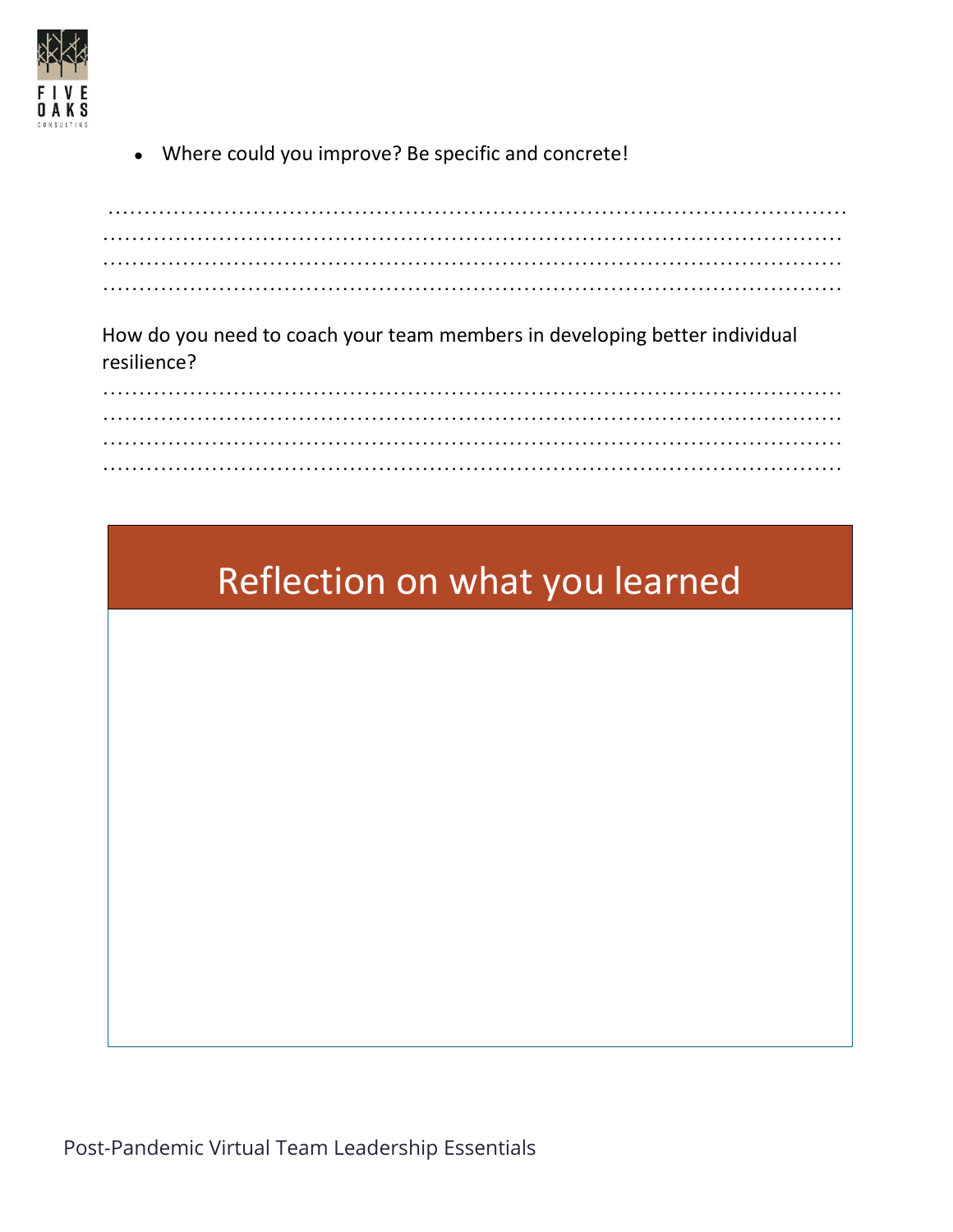- Where could you improve? Be specific and concrete!

…………………………………………………………………………………………………
…………………………………………………………………………………………………
…………………………………………………………………………………………………
…………………………………………………………………………………………………

How do you need to coach your team members in developing better individual resilience?

…………………………………………………………………………………………………
…………………………………………………………………………………………………
…………………………………………………………………………………………………
…………………………………………………………………………………………………

## Reflection on what you learned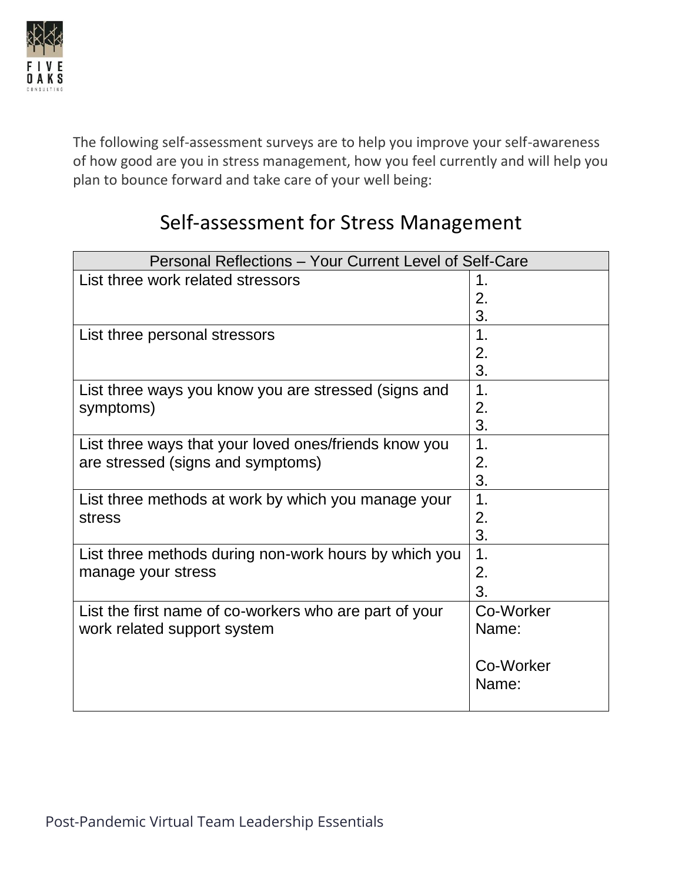The following self-assessment surveys are to help you improve your self-awareness of how good are you in stress management, how you feel currently and will help you plan to bounce forward and take care of your well being:

## Self-assessment for Stress Management

| Personal Reflections – Your Current Level of Self-Care | |
|---|---|
| List three work related stressors | 1.<br>2.<br>3. |
| List three personal stressors | 1.<br>2.<br>3. |
| List three ways you know you are stressed (signs and symptoms) | 1.<br>2.<br>3. |
| List three ways that your loved ones/friends know you are stressed (signs and symptoms) | 1.<br>2.<br>3. |
| List three methods at work by which you manage your stress | 1.<br>2.<br>3. |
| List three methods during non-work hours by which you manage your stress | 1.<br>2.<br>3. |
| List the first name of co-workers who are part of your work related support system | Co-Worker Name:<br><br>Co-Worker Name: |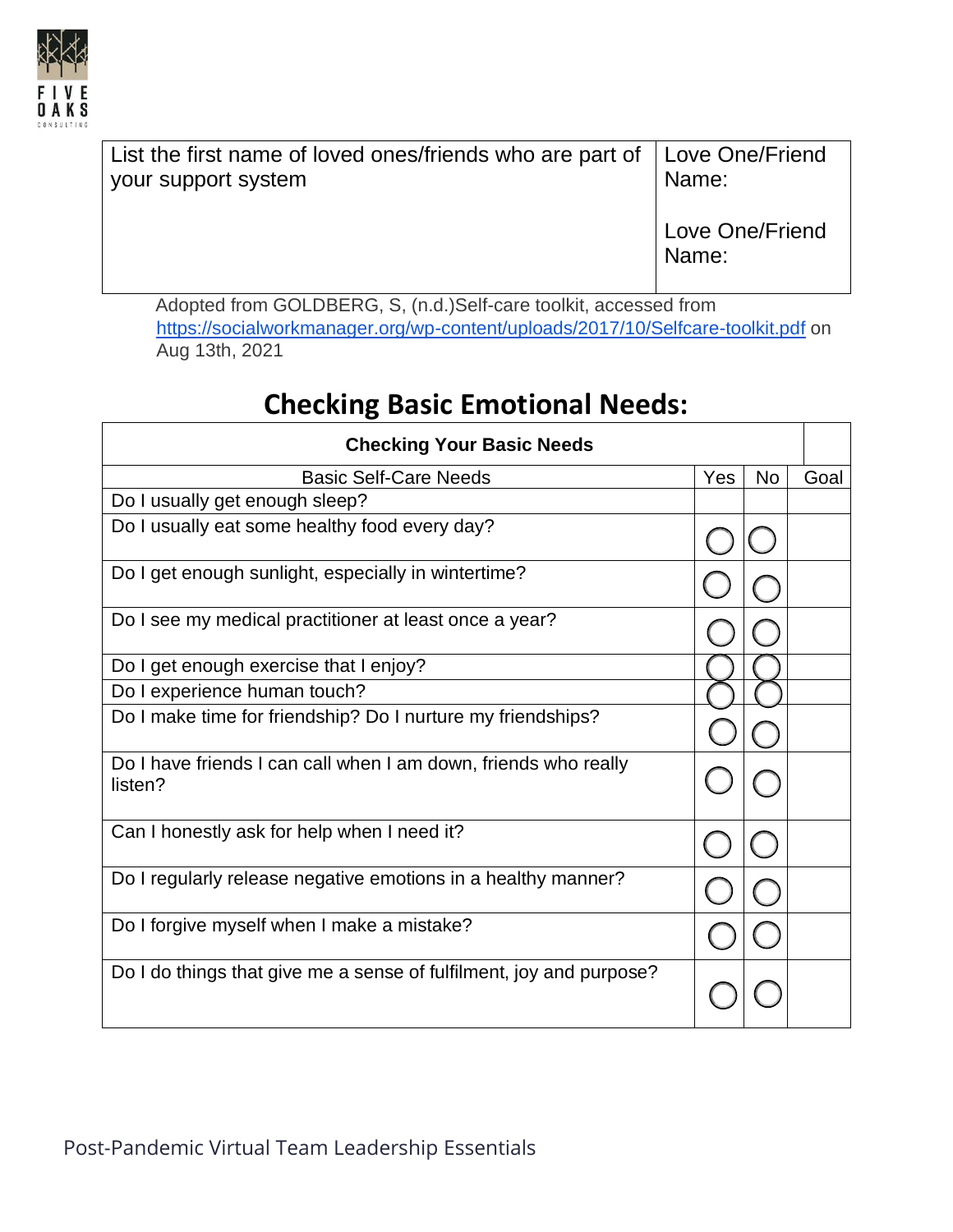| List the first name of loved ones/friends who are part of your support system | Love One/Friend Name:<br><br>Love One/Friend Name: |
|---|---|

Adopted from GOLDBERG, S, (n.d.)Self-care toolkit, accessed from https://socialworkmanager.org/wp-content/uploads/2017/10/Selfcare-toolkit.pdf on Aug 13th, 2021

## Checking Basic Emotional Needs:

| Checking Your Basic Needs | | | |
|---|---|---|---|
| Basic Self-Care Needs | Yes | No | Goal |
| Do I usually get enough sleep? | | | |
| Do I usually eat some healthy food every day? | ◯ | ◯ | |
| Do I get enough sunlight, especially in wintertime? | ◯ | ◯ | |
| Do I see my medical practitioner at least once a year? | ◯ | ◯ | |
| Do I get enough exercise that I enjoy? | ◯ | ◯ | |
| Do I experience human touch? | ◯ | ◯ | |
| Do I make time for friendship? Do I nurture my friendships? | ◯ | ◯ | |
| Do I have friends I can call when I am down, friends who really listen? | ◯ | ◯ | |
| Can I honestly ask for help when I need it? | ◯ | ◯ | |
| Do I regularly release negative emotions in a healthy manner? | ◯ | ◯ | |
| Do I forgive myself when I make a mistake? | ◯ | ◯ | |
| Do I do things that give me a sense of fulfilment, joy and purpose? | ◯ | ◯ | |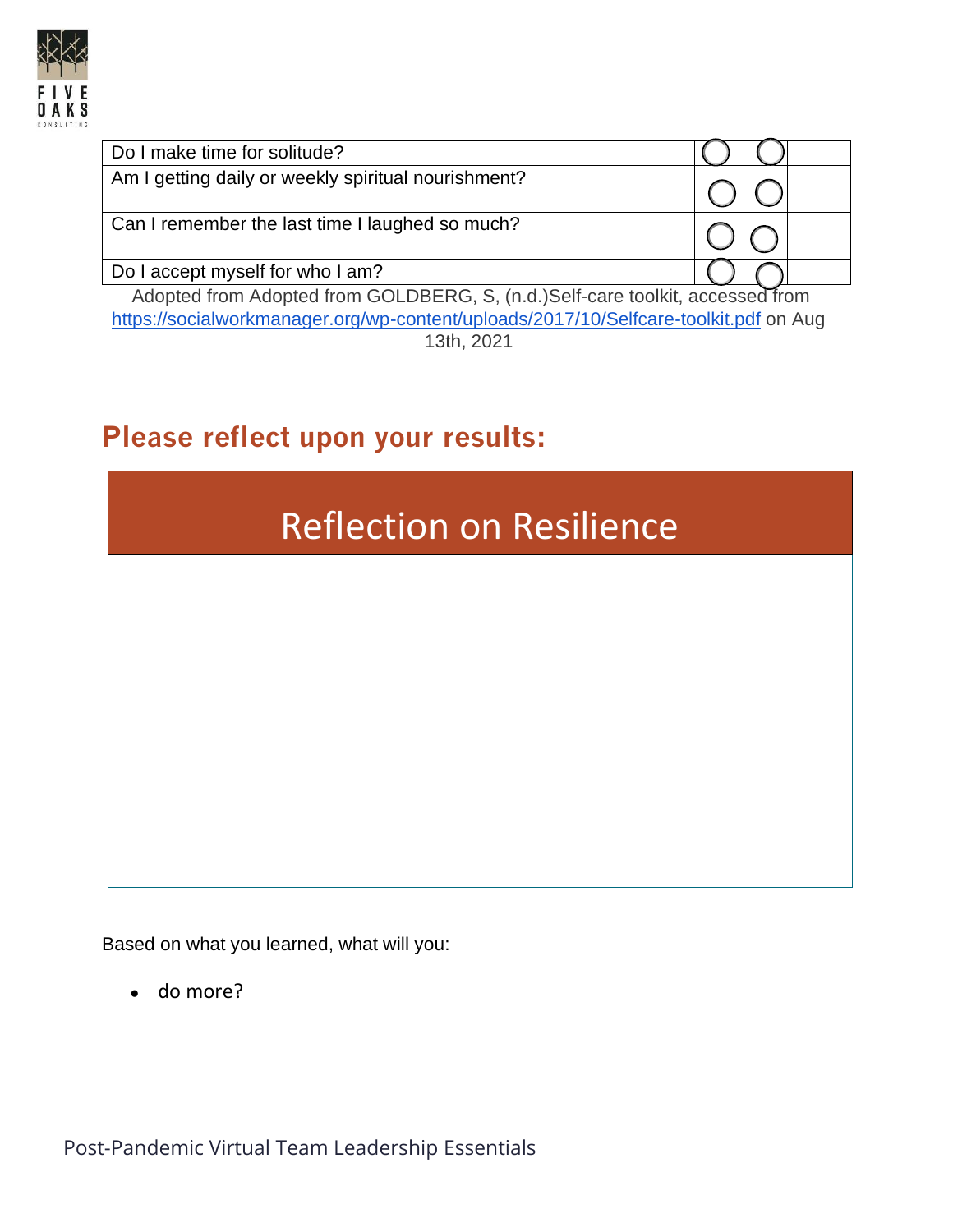| Do I make time for solitude? | ◯ | ◯ | |
|---|---|---|---|
| Am I getting daily or weekly spiritual nourishment? | ◯ | ◯ | |
| Can I remember the last time I laughed so much? | ◯ | ◯ | |
| Do I accept myself for who I am? | ◯ | ◯ | |

Adopted from Adopted from GOLDBERG, S, (n.d.)Self-care toolkit, accessed from https://socialworkmanager.org/wp-content/uploads/2017/10/Selfcare-toolkit.pdf on Aug 13th, 2021

## Please reflect upon your results:

| Reflection on Resilience |
|---|
| |

Based on what you learned, what will you:

- do more?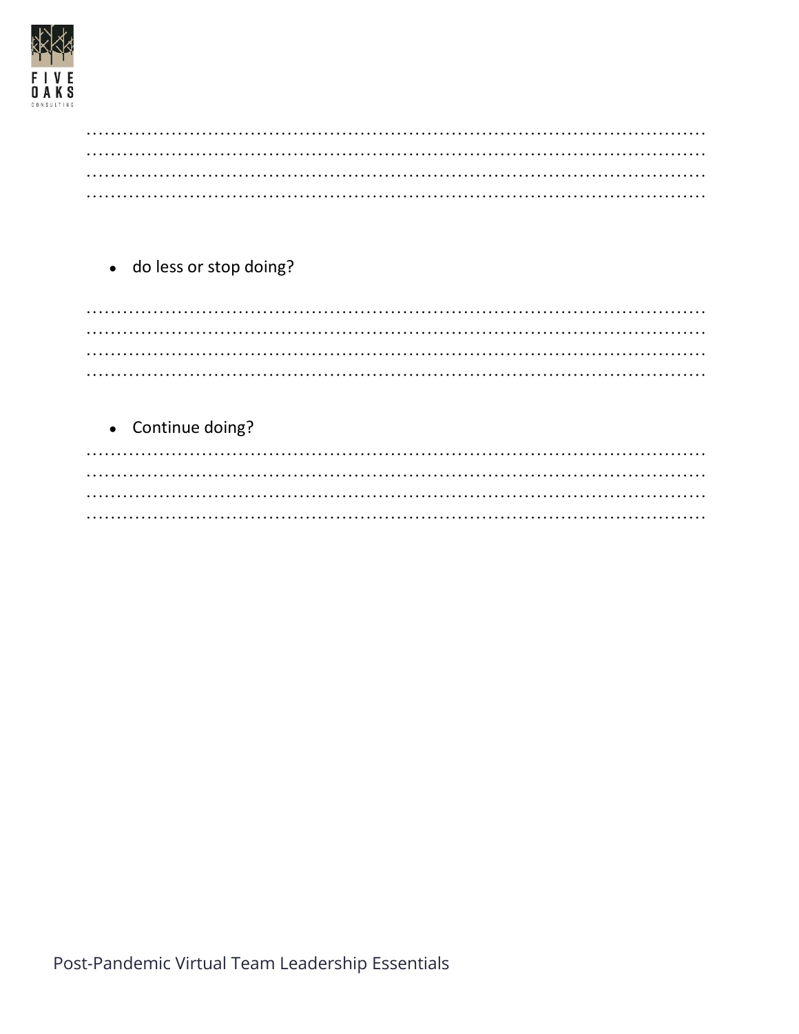.............................................................................................................
.............................................................................................................
.............................................................................................................
.............................................................................................................

- do less or stop doing?

.............................................................................................................
.............................................................................................................
.............................................................................................................
.............................................................................................................

- Continue doing?

.............................................................................................................
.............................................................................................................
.............................................................................................................
.............................................................................................................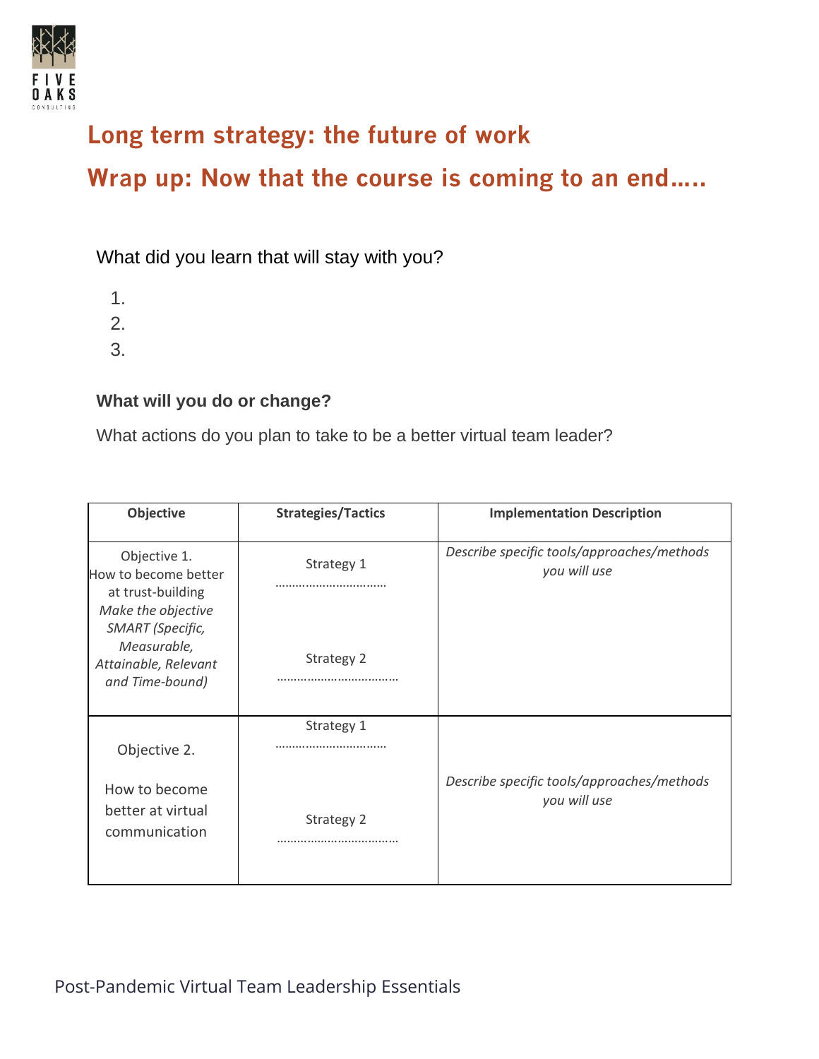# Long term strategy: the future of work

# Wrap up: Now that the course is coming to an end…..

What did you learn that will stay with you?

1.
2.
3.

**What will you do or change?**

What actions do you plan to take to be a better virtual team leader?

| Objective | Strategies/Tactics | Implementation Description |
|---|---|---|
| Objective 1. How to become better at trust-building *Make the objective SMART (Specific, Measurable, Attainable, Relevant and Time-bound)* | Strategy 1 …………………………… Strategy 2 ……………………………… | *Describe specific tools/approaches/methods you will use* |
| Objective 2. How to become better at virtual communication | Strategy 1 …………………………… Strategy 2 ……………………………… | *Describe specific tools/approaches/methods you will use* |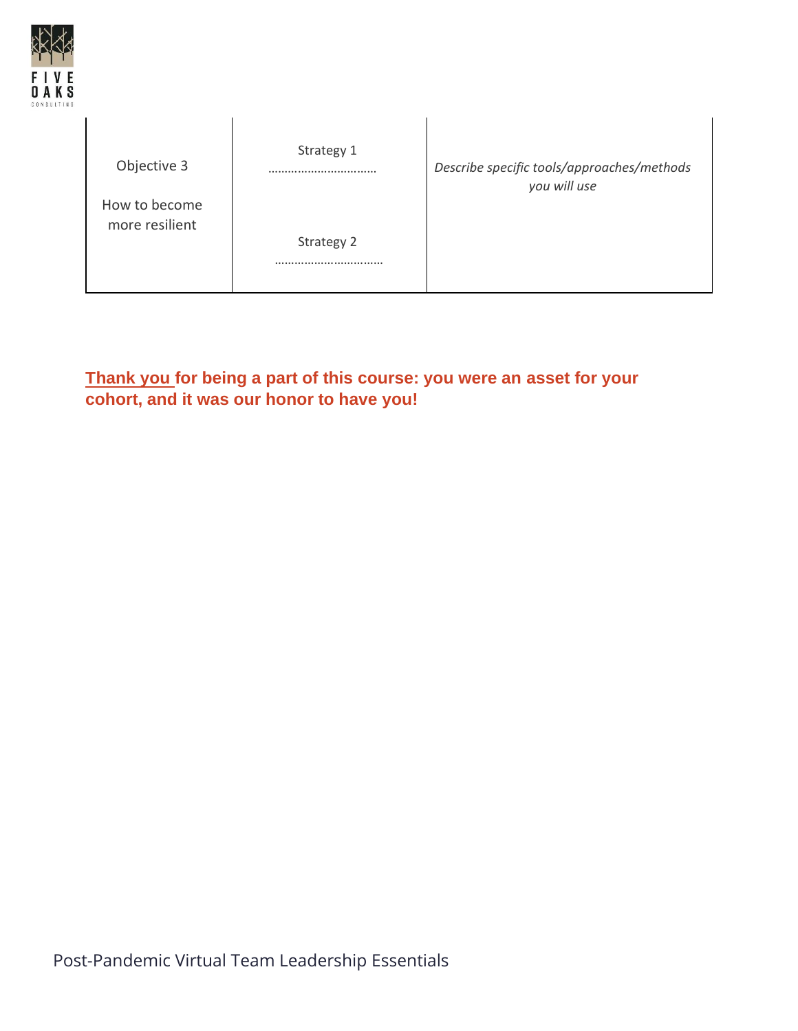| | | |
|---|---|---|
| Objective 3<br><br>How to become more resilient | Strategy 1<br>……………………………<br><br>Strategy 2<br>…………………………… | *Describe specific tools/approaches/methods you will use* |

**Thank you for being a part of this course: you were an asset for your cohort, and it was our honor to have you!**